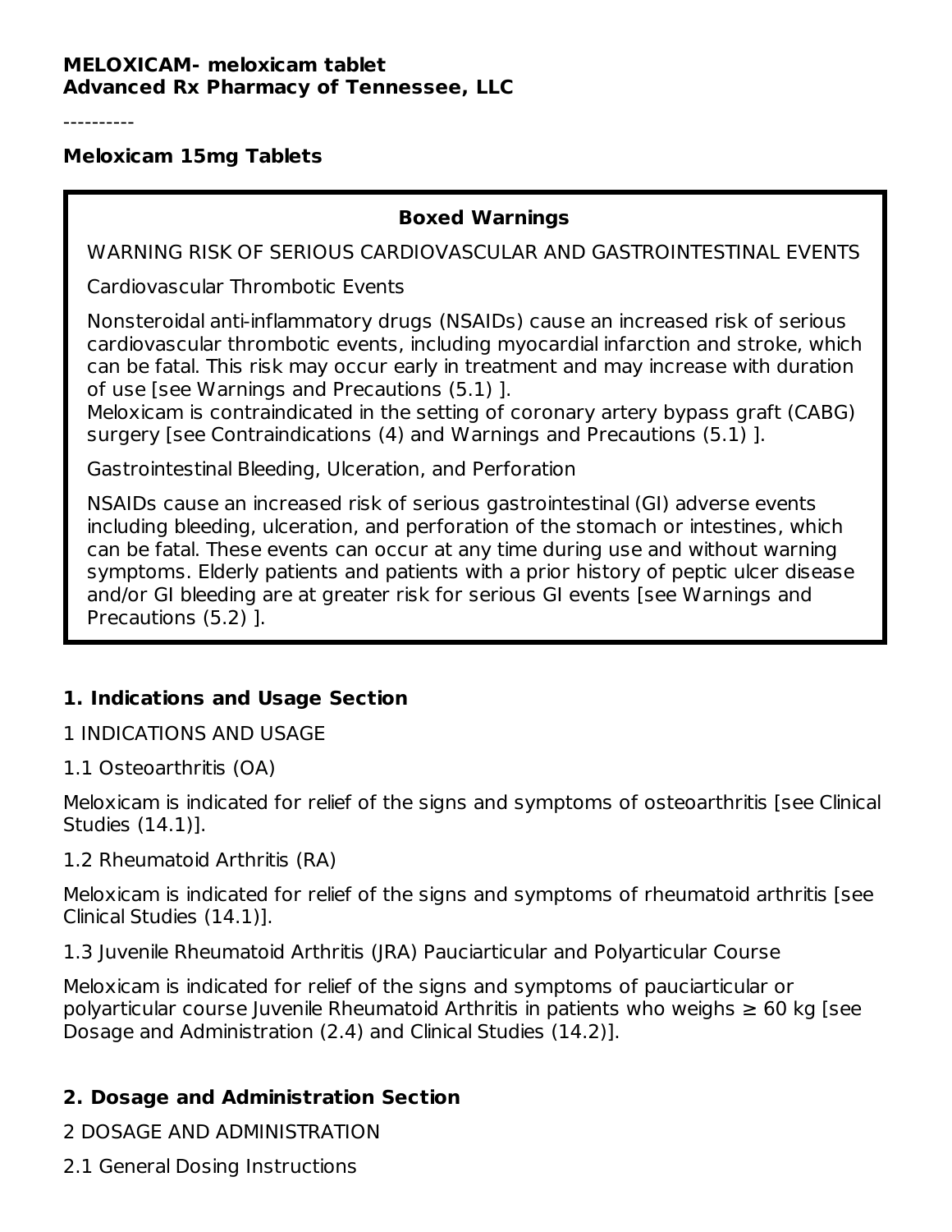**MELOXICAM- meloxicam tablet**
**Advanced Rx Pharmacy of Tennessee, LLC**

----------

**Meloxicam 15mg Tablets**

> **Boxed Warnings**
>
> WARNING RISK OF SERIOUS CARDIOVASCULAR AND GASTROINTESTINAL EVENTS
>
> Cardiovascular Thrombotic Events
>
> Nonsteroidal anti-inflammatory drugs (NSAIDs) cause an increased risk of serious cardiovascular thrombotic events, including myocardial infarction and stroke, which can be fatal. This risk may occur early in treatment and may increase with duration of use [see Warnings and Precautions (5.1) ].
> Meloxicam is contraindicated in the setting of coronary artery bypass graft (CABG) surgery [see Contraindications (4) and Warnings and Precautions (5.1) ].
>
> Gastrointestinal Bleeding, Ulceration, and Perforation
>
> NSAIDs cause an increased risk of serious gastrointestinal (GI) adverse events including bleeding, ulceration, and perforation of the stomach or intestines, which can be fatal. These events can occur at any time during use and without warning symptoms. Elderly patients and patients with a prior history of peptic ulcer disease and/or GI bleeding are at greater risk for serious GI events [see Warnings and Precautions (5.2) ].

## 1. Indications and Usage Section

1 INDICATIONS AND USAGE

1.1 Osteoarthritis (OA)

Meloxicam is indicated for relief of the signs and symptoms of osteoarthritis [see Clinical Studies (14.1)].

1.2 Rheumatoid Arthritis (RA)

Meloxicam is indicated for relief of the signs and symptoms of rheumatoid arthritis [see Clinical Studies (14.1)].

1.3 Juvenile Rheumatoid Arthritis (JRA) Pauciarticular and Polyarticular Course

Meloxicam is indicated for relief of the signs and symptoms of pauciarticular or polyarticular course Juvenile Rheumatoid Arthritis in patients who weighs ≥ 60 kg [see Dosage and Administration (2.4) and Clinical Studies (14.2)].

## 2. Dosage and Administration Section

2 DOSAGE AND ADMINISTRATION

2.1 General Dosing Instructions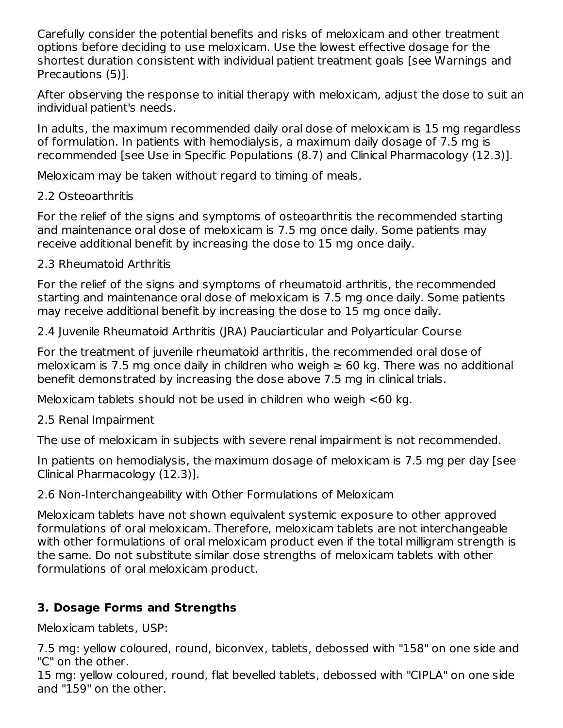Carefully consider the potential benefits and risks of meloxicam and other treatment options before deciding to use meloxicam. Use the lowest effective dosage for the shortest duration consistent with individual patient treatment goals [see Warnings and Precautions (5)].

After observing the response to initial therapy with meloxicam, adjust the dose to suit an individual patient's needs.

In adults, the maximum recommended daily oral dose of meloxicam is 15 mg regardless of formulation. In patients with hemodialysis, a maximum daily dosage of 7.5 mg is recommended [see Use in Specific Populations (8.7) and Clinical Pharmacology (12.3)].

Meloxicam may be taken without regard to timing of meals.

### 2.2 Osteoarthritis

For the relief of the signs and symptoms of osteoarthritis the recommended starting and maintenance oral dose of meloxicam is 7.5 mg once daily. Some patients may receive additional benefit by increasing the dose to 15 mg once daily.

### 2.3 Rheumatoid Arthritis

For the relief of the signs and symptoms of rheumatoid arthritis, the recommended starting and maintenance oral dose of meloxicam is 7.5 mg once daily. Some patients may receive additional benefit by increasing the dose to 15 mg once daily.

### 2.4 Juvenile Rheumatoid Arthritis (JRA) Pauciarticular and Polyarticular Course

For the treatment of juvenile rheumatoid arthritis, the recommended oral dose of meloxicam is 7.5 mg once daily in children who weigh ≥ 60 kg. There was no additional benefit demonstrated by increasing the dose above 7.5 mg in clinical trials.

Meloxicam tablets should not be used in children who weigh <60 kg.

### 2.5 Renal Impairment

The use of meloxicam in subjects with severe renal impairment is not recommended.

In patients on hemodialysis, the maximum dosage of meloxicam is 7.5 mg per day [see Clinical Pharmacology (12.3)].

### 2.6 Non-Interchangeability with Other Formulations of Meloxicam

Meloxicam tablets have not shown equivalent systemic exposure to other approved formulations of oral meloxicam. Therefore, meloxicam tablets are not interchangeable with other formulations of oral meloxicam product even if the total milligram strength is the same. Do not substitute similar dose strengths of meloxicam tablets with other formulations of oral meloxicam product.

## 3. Dosage Forms and Strengths

Meloxicam tablets, USP:

7.5 mg: yellow coloured, round, biconvex, tablets, debossed with "158" on one side and "C" on the other.
15 mg: yellow coloured, round, flat bevelled tablets, debossed with "CIPLA" on one side and "159" on the other.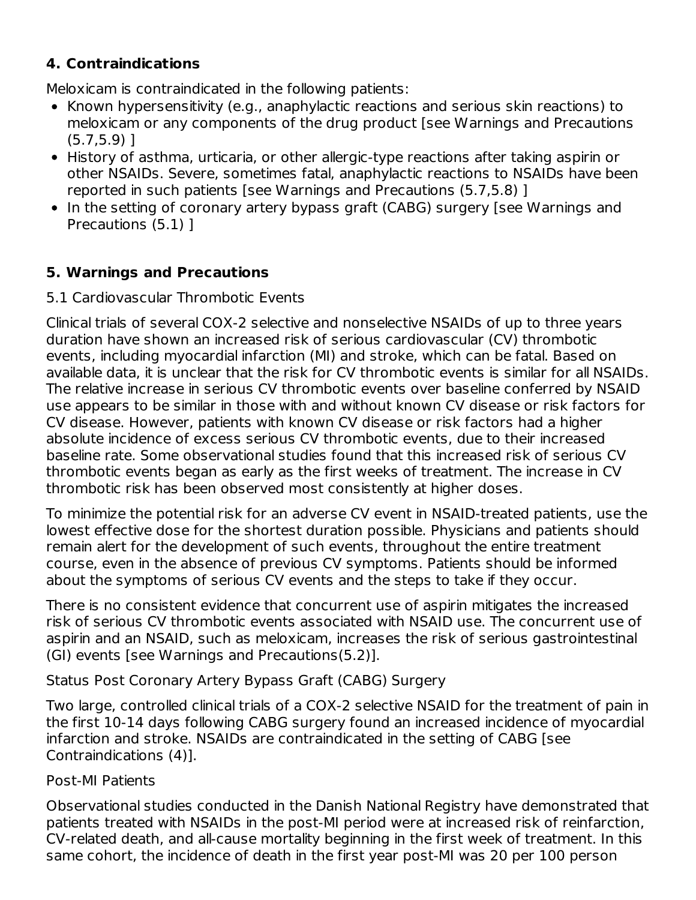## 4. Contraindications

Meloxicam is contraindicated in the following patients:

- Known hypersensitivity (e.g., anaphylactic reactions and serious skin reactions) to meloxicam or any components of the drug product [see Warnings and Precautions (5.7,5.9) ]
- History of asthma, urticaria, or other allergic-type reactions after taking aspirin or other NSAIDs. Severe, sometimes fatal, anaphylactic reactions to NSAIDs have been reported in such patients [see Warnings and Precautions (5.7,5.8) ]
- In the setting of coronary artery bypass graft (CABG) surgery [see Warnings and Precautions (5.1) ]

## 5. Warnings and Precautions

### 5.1 Cardiovascular Thrombotic Events

Clinical trials of several COX-2 selective and nonselective NSAIDs of up to three years duration have shown an increased risk of serious cardiovascular (CV) thrombotic events, including myocardial infarction (MI) and stroke, which can be fatal. Based on available data, it is unclear that the risk for CV thrombotic events is similar for all NSAIDs. The relative increase in serious CV thrombotic events over baseline conferred by NSAID use appears to be similar in those with and without known CV disease or risk factors for CV disease. However, patients with known CV disease or risk factors had a higher absolute incidence of excess serious CV thrombotic events, due to their increased baseline rate. Some observational studies found that this increased risk of serious CV thrombotic events began as early as the first weeks of treatment. The increase in CV thrombotic risk has been observed most consistently at higher doses.

To minimize the potential risk for an adverse CV event in NSAID-treated patients, use the lowest effective dose for the shortest duration possible. Physicians and patients should remain alert for the development of such events, throughout the entire treatment course, even in the absence of previous CV symptoms. Patients should be informed about the symptoms of serious CV events and the steps to take if they occur.

There is no consistent evidence that concurrent use of aspirin mitigates the increased risk of serious CV thrombotic events associated with NSAID use. The concurrent use of aspirin and an NSAID, such as meloxicam, increases the risk of serious gastrointestinal (GI) events [see Warnings and Precautions(5.2)].

Status Post Coronary Artery Bypass Graft (CABG) Surgery

Two large, controlled clinical trials of a COX-2 selective NSAID for the treatment of pain in the first 10-14 days following CABG surgery found an increased incidence of myocardial infarction and stroke. NSAIDs are contraindicated in the setting of CABG [see Contraindications (4)].

Post-MI Patients

Observational studies conducted in the Danish National Registry have demonstrated that patients treated with NSAIDs in the post-MI period were at increased risk of reinfarction, CV-related death, and all-cause mortality beginning in the first week of treatment. In this same cohort, the incidence of death in the first year post-MI was 20 per 100 person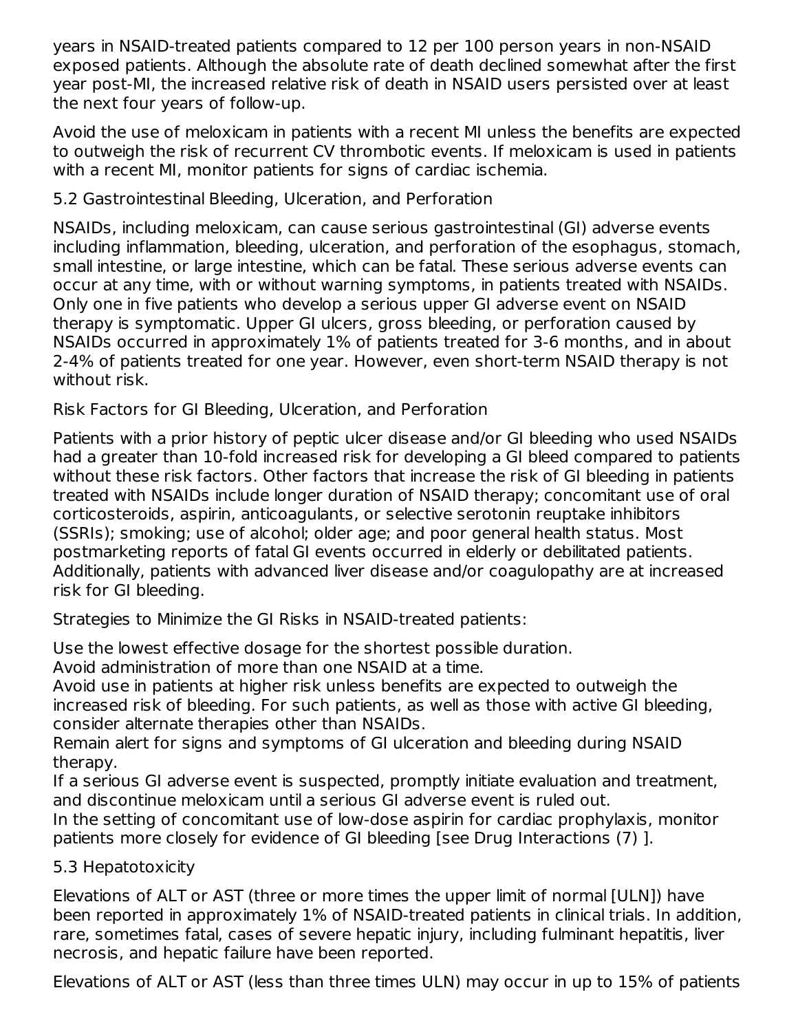years in NSAID-treated patients compared to 12 per 100 person years in non-NSAID exposed patients. Although the absolute rate of death declined somewhat after the first year post-MI, the increased relative risk of death in NSAID users persisted over at least the next four years of follow-up.

Avoid the use of meloxicam in patients with a recent MI unless the benefits are expected to outweigh the risk of recurrent CV thrombotic events. If meloxicam is used in patients with a recent MI, monitor patients for signs of cardiac ischemia.

### 5.2 Gastrointestinal Bleeding, Ulceration, and Perforation

NSAIDs, including meloxicam, can cause serious gastrointestinal (GI) adverse events including inflammation, bleeding, ulceration, and perforation of the esophagus, stomach, small intestine, or large intestine, which can be fatal. These serious adverse events can occur at any time, with or without warning symptoms, in patients treated with NSAIDs. Only one in five patients who develop a serious upper GI adverse event on NSAID therapy is symptomatic. Upper GI ulcers, gross bleeding, or perforation caused by NSAIDs occurred in approximately 1% of patients treated for 3-6 months, and in about 2-4% of patients treated for one year. However, even short-term NSAID therapy is not without risk.

#### Risk Factors for GI Bleeding, Ulceration, and Perforation

Patients with a prior history of peptic ulcer disease and/or GI bleeding who used NSAIDs had a greater than 10-fold increased risk for developing a GI bleed compared to patients without these risk factors. Other factors that increase the risk of GI bleeding in patients treated with NSAIDs include longer duration of NSAID therapy; concomitant use of oral corticosteroids, aspirin, anticoagulants, or selective serotonin reuptake inhibitors (SSRIs); smoking; use of alcohol; older age; and poor general health status. Most postmarketing reports of fatal GI events occurred in elderly or debilitated patients. Additionally, patients with advanced liver disease and/or coagulopathy are at increased risk for GI bleeding.

#### Strategies to Minimize the GI Risks in NSAID-treated patients:

- Use the lowest effective dosage for the shortest possible duration.
- Avoid administration of more than one NSAID at a time.
- Avoid use in patients at higher risk unless benefits are expected to outweigh the increased risk of bleeding. For such patients, as well as those with active GI bleeding, consider alternate therapies other than NSAIDs.
- Remain alert for signs and symptoms of GI ulceration and bleeding during NSAID therapy.
- If a serious GI adverse event is suspected, promptly initiate evaluation and treatment, and discontinue meloxicam until a serious GI adverse event is ruled out.
- In the setting of concomitant use of low-dose aspirin for cardiac prophylaxis, monitor patients more closely for evidence of GI bleeding [see Drug Interactions (7) ].

### 5.3 Hepatotoxicity

Elevations of ALT or AST (three or more times the upper limit of normal [ULN]) have been reported in approximately 1% of NSAID-treated patients in clinical trials. In addition, rare, sometimes fatal, cases of severe hepatic injury, including fulminant hepatitis, liver necrosis, and hepatic failure have been reported.

Elevations of ALT or AST (less than three times ULN) may occur in up to 15% of patients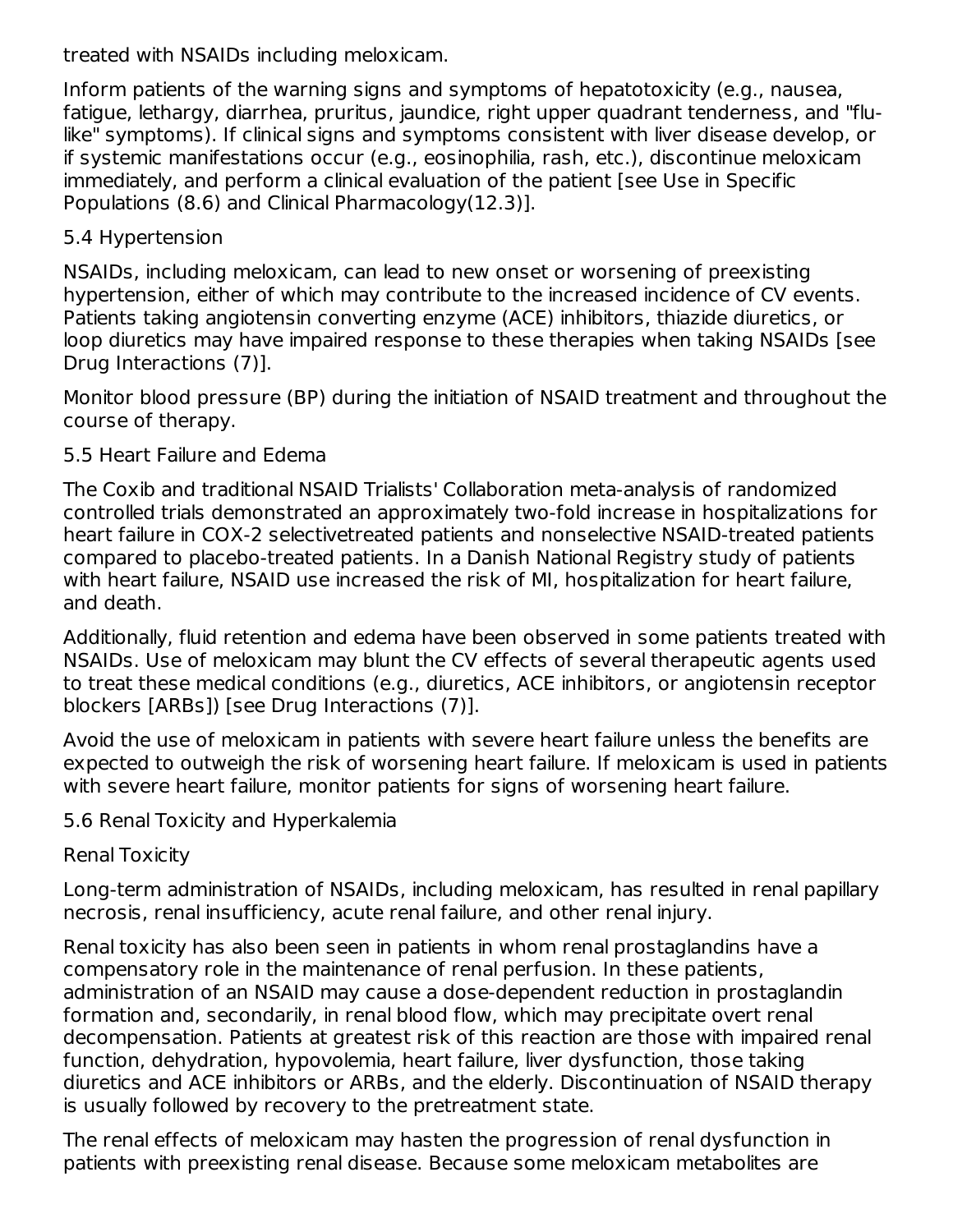treated with NSAIDs including meloxicam.

Inform patients of the warning signs and symptoms of hepatotoxicity (e.g., nausea, fatigue, lethargy, diarrhea, pruritus, jaundice, right upper quadrant tenderness, and "flu-like" symptoms). If clinical signs and symptoms consistent with liver disease develop, or if systemic manifestations occur (e.g., eosinophilia, rash, etc.), discontinue meloxicam immediately, and perform a clinical evaluation of the patient [see Use in Specific Populations (8.6) and Clinical Pharmacology(12.3)].

### 5.4 Hypertension

NSAIDs, including meloxicam, can lead to new onset or worsening of preexisting hypertension, either of which may contribute to the increased incidence of CV events. Patients taking angiotensin converting enzyme (ACE) inhibitors, thiazide diuretics, or loop diuretics may have impaired response to these therapies when taking NSAIDs [see Drug Interactions (7)].

Monitor blood pressure (BP) during the initiation of NSAID treatment and throughout the course of therapy.

### 5.5 Heart Failure and Edema

The Coxib and traditional NSAID Trialists' Collaboration meta-analysis of randomized controlled trials demonstrated an approximately two-fold increase in hospitalizations for heart failure in COX-2 selectivetreated patients and nonselective NSAID-treated patients compared to placebo-treated patients. In a Danish National Registry study of patients with heart failure, NSAID use increased the risk of MI, hospitalization for heart failure, and death.

Additionally, fluid retention and edema have been observed in some patients treated with NSAIDs. Use of meloxicam may blunt the CV effects of several therapeutic agents used to treat these medical conditions (e.g., diuretics, ACE inhibitors, or angiotensin receptor blockers [ARBs]) [see Drug Interactions (7)].

Avoid the use of meloxicam in patients with severe heart failure unless the benefits are expected to outweigh the risk of worsening heart failure. If meloxicam is used in patients with severe heart failure, monitor patients for signs of worsening heart failure.

### 5.6 Renal Toxicity and Hyperkalemia

#### Renal Toxicity

Long-term administration of NSAIDs, including meloxicam, has resulted in renal papillary necrosis, renal insufficiency, acute renal failure, and other renal injury.

Renal toxicity has also been seen in patients in whom renal prostaglandins have a compensatory role in the maintenance of renal perfusion. In these patients, administration of an NSAID may cause a dose-dependent reduction in prostaglandin formation and, secondarily, in renal blood flow, which may precipitate overt renal decompensation. Patients at greatest risk of this reaction are those with impaired renal function, dehydration, hypovolemia, heart failure, liver dysfunction, those taking diuretics and ACE inhibitors or ARBs, and the elderly. Discontinuation of NSAID therapy is usually followed by recovery to the pretreatment state.

The renal effects of meloxicam may hasten the progression of renal dysfunction in patients with preexisting renal disease. Because some meloxicam metabolites are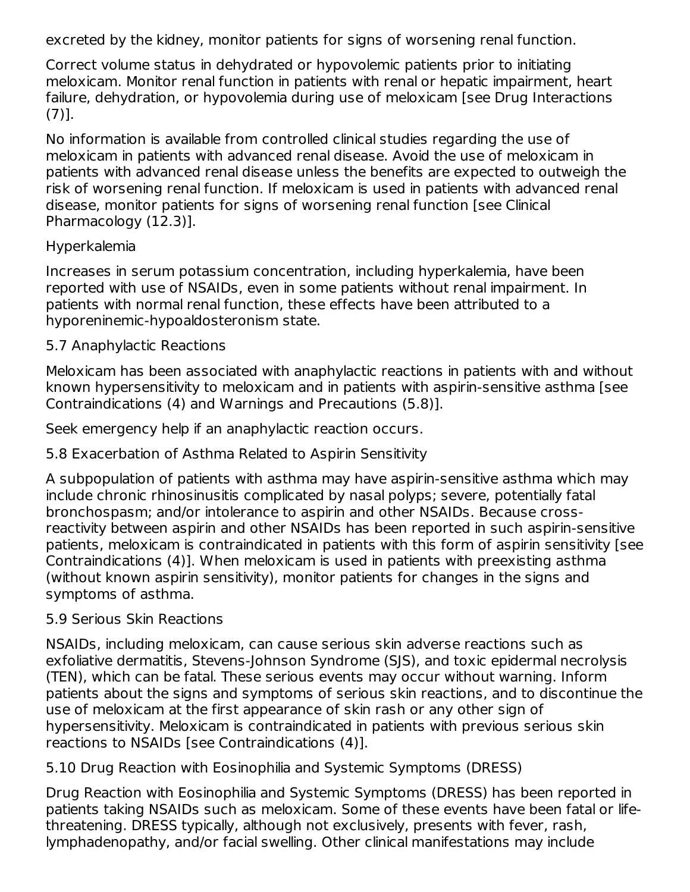excreted by the kidney, monitor patients for signs of worsening renal function.

Correct volume status in dehydrated or hypovolemic patients prior to initiating meloxicam. Monitor renal function in patients with renal or hepatic impairment, heart failure, dehydration, or hypovolemia during use of meloxicam [see Drug Interactions (7)].

No information is available from controlled clinical studies regarding the use of meloxicam in patients with advanced renal disease. Avoid the use of meloxicam in patients with advanced renal disease unless the benefits are expected to outweigh the risk of worsening renal function. If meloxicam is used in patients with advanced renal disease, monitor patients for signs of worsening renal function [see Clinical Pharmacology (12.3)].

Hyperkalemia

Increases in serum potassium concentration, including hyperkalemia, have been reported with use of NSAIDs, even in some patients without renal impairment. In patients with normal renal function, these effects have been attributed to a hyporeninemic-hypoaldosteronism state.

### 5.7 Anaphylactic Reactions

Meloxicam has been associated with anaphylactic reactions in patients with and without known hypersensitivity to meloxicam and in patients with aspirin-sensitive asthma [see Contraindications (4) and Warnings and Precautions (5.8)].

Seek emergency help if an anaphylactic reaction occurs.

### 5.8 Exacerbation of Asthma Related to Aspirin Sensitivity

A subpopulation of patients with asthma may have aspirin-sensitive asthma which may include chronic rhinosinusitis complicated by nasal polyps; severe, potentially fatal bronchospasm; and/or intolerance to aspirin and other NSAIDs. Because cross-reactivity between aspirin and other NSAIDs has been reported in such aspirin-sensitive patients, meloxicam is contraindicated in patients with this form of aspirin sensitivity [see Contraindications (4)]. When meloxicam is used in patients with preexisting asthma (without known aspirin sensitivity), monitor patients for changes in the signs and symptoms of asthma.

### 5.9 Serious Skin Reactions

NSAIDs, including meloxicam, can cause serious skin adverse reactions such as exfoliative dermatitis, Stevens-Johnson Syndrome (SJS), and toxic epidermal necrolysis (TEN), which can be fatal. These serious events may occur without warning. Inform patients about the signs and symptoms of serious skin reactions, and to discontinue the use of meloxicam at the first appearance of skin rash or any other sign of hypersensitivity. Meloxicam is contraindicated in patients with previous serious skin reactions to NSAIDs [see Contraindications (4)].

### 5.10 Drug Reaction with Eosinophilia and Systemic Symptoms (DRESS)

Drug Reaction with Eosinophilia and Systemic Symptoms (DRESS) has been reported in patients taking NSAIDs such as meloxicam. Some of these events have been fatal or life-threatening. DRESS typically, although not exclusively, presents with fever, rash, lymphadenopathy, and/or facial swelling. Other clinical manifestations may include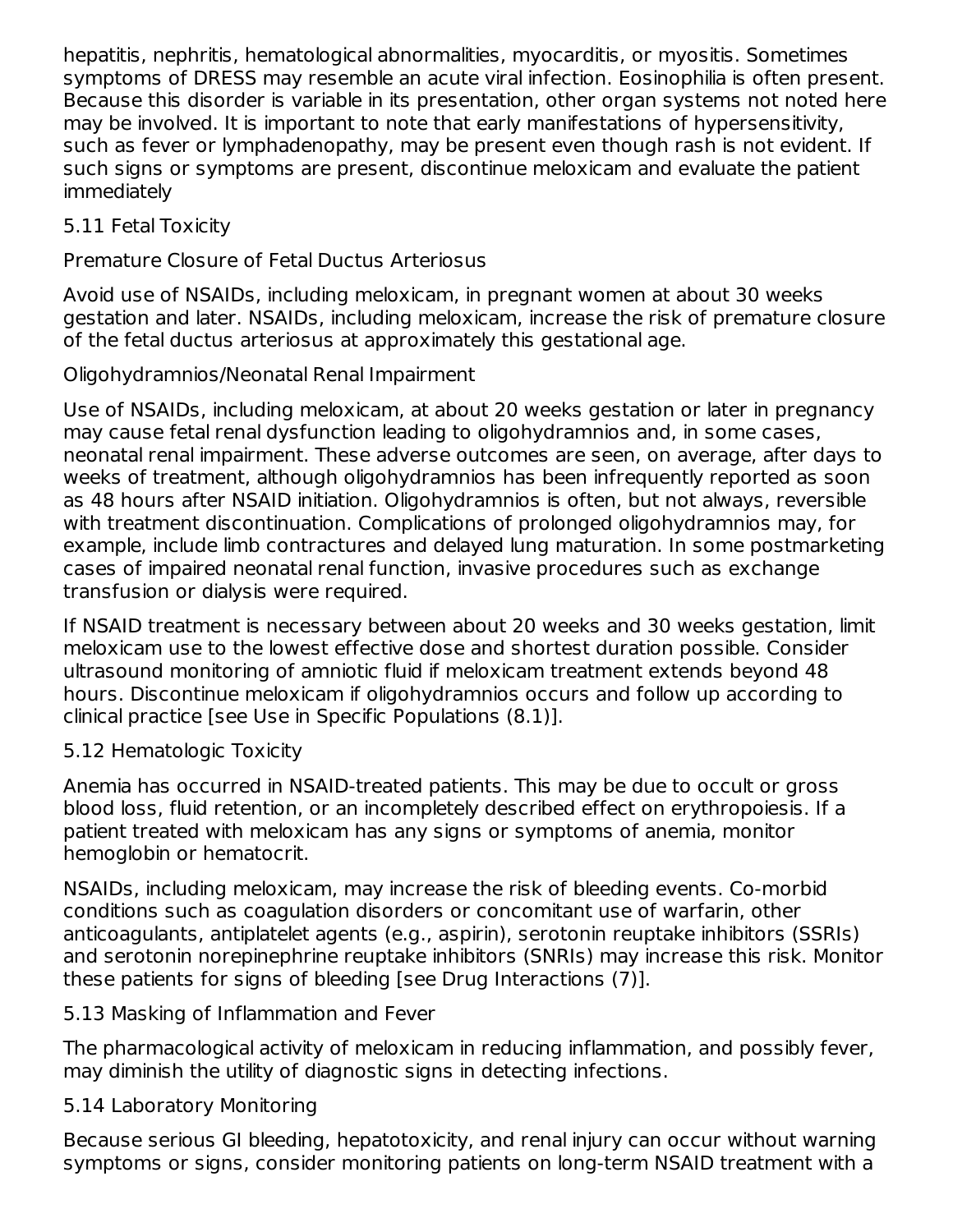hepatitis, nephritis, hematological abnormalities, myocarditis, or myositis. Sometimes symptoms of DRESS may resemble an acute viral infection. Eosinophilia is often present. Because this disorder is variable in its presentation, other organ systems not noted here may be involved. It is important to note that early manifestations of hypersensitivity, such as fever or lymphadenopathy, may be present even though rash is not evident. If such signs or symptoms are present, discontinue meloxicam and evaluate the patient immediately

### 5.11 Fetal Toxicity

Premature Closure of Fetal Ductus Arteriosus

Avoid use of NSAIDs, including meloxicam, in pregnant women at about 30 weeks gestation and later. NSAIDs, including meloxicam, increase the risk of premature closure of the fetal ductus arteriosus at approximately this gestational age.

Oligohydramnios/Neonatal Renal Impairment

Use of NSAIDs, including meloxicam, at about 20 weeks gestation or later in pregnancy may cause fetal renal dysfunction leading to oligohydramnios and, in some cases, neonatal renal impairment. These adverse outcomes are seen, on average, after days to weeks of treatment, although oligohydramnios has been infrequently reported as soon as 48 hours after NSAID initiation. Oligohydramnios is often, but not always, reversible with treatment discontinuation. Complications of prolonged oligohydramnios may, for example, include limb contractures and delayed lung maturation. In some postmarketing cases of impaired neonatal renal function, invasive procedures such as exchange transfusion or dialysis were required.

If NSAID treatment is necessary between about 20 weeks and 30 weeks gestation, limit meloxicam use to the lowest effective dose and shortest duration possible. Consider ultrasound monitoring of amniotic fluid if meloxicam treatment extends beyond 48 hours. Discontinue meloxicam if oligohydramnios occurs and follow up according to clinical practice [see Use in Specific Populations (8.1)].

### 5.12 Hematologic Toxicity

Anemia has occurred in NSAID-treated patients. This may be due to occult or gross blood loss, fluid retention, or an incompletely described effect on erythropoiesis. If a patient treated with meloxicam has any signs or symptoms of anemia, monitor hemoglobin or hematocrit.

NSAIDs, including meloxicam, may increase the risk of bleeding events. Co-morbid conditions such as coagulation disorders or concomitant use of warfarin, other anticoagulants, antiplatelet agents (e.g., aspirin), serotonin reuptake inhibitors (SSRIs) and serotonin norepinephrine reuptake inhibitors (SNRIs) may increase this risk. Monitor these patients for signs of bleeding [see Drug Interactions (7)].

### 5.13 Masking of Inflammation and Fever

The pharmacological activity of meloxicam in reducing inflammation, and possibly fever, may diminish the utility of diagnostic signs in detecting infections.

### 5.14 Laboratory Monitoring

Because serious GI bleeding, hepatotoxicity, and renal injury can occur without warning symptoms or signs, consider monitoring patients on long-term NSAID treatment with a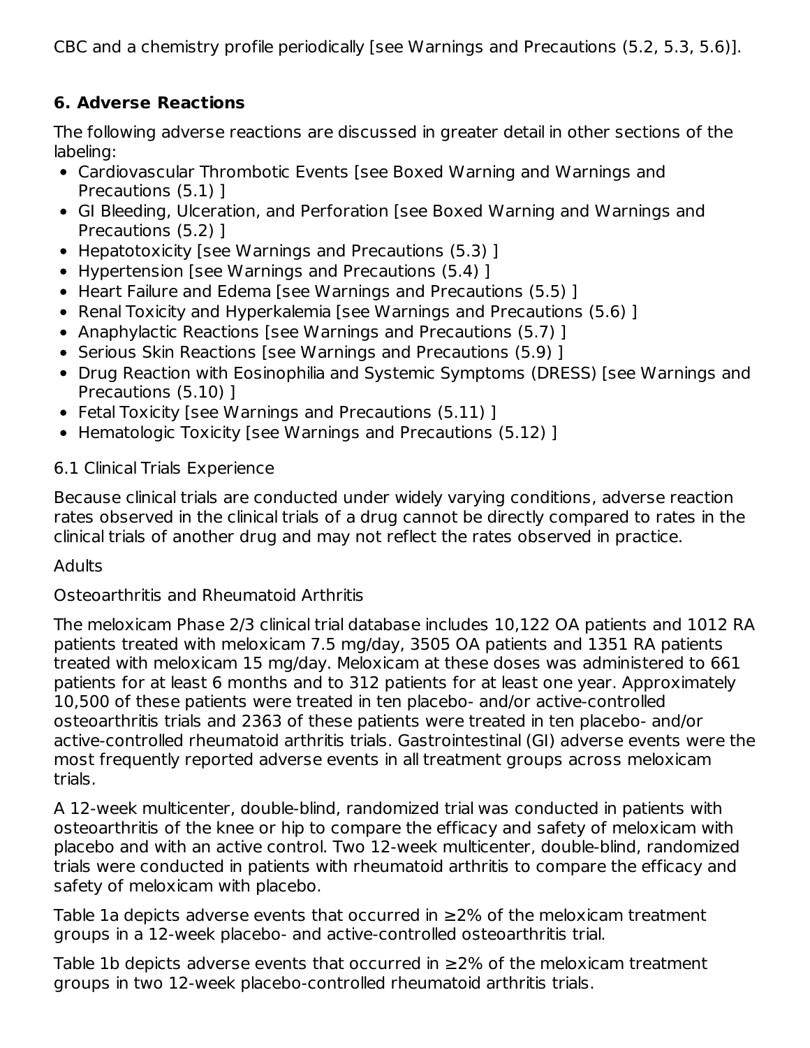CBC and a chemistry profile periodically [see Warnings and Precautions (5.2, 5.3, 5.6)].

## 6. Adverse Reactions

The following adverse reactions are discussed in greater detail in other sections of the labeling:

- Cardiovascular Thrombotic Events [see Boxed Warning and Warnings and Precautions (5.1) ]
- GI Bleeding, Ulceration, and Perforation [see Boxed Warning and Warnings and Precautions (5.2) ]
- Hepatotoxicity [see Warnings and Precautions (5.3) ]
- Hypertension [see Warnings and Precautions (5.4) ]
- Heart Failure and Edema [see Warnings and Precautions (5.5) ]
- Renal Toxicity and Hyperkalemia [see Warnings and Precautions (5.6) ]
- Anaphylactic Reactions [see Warnings and Precautions (5.7) ]
- Serious Skin Reactions [see Warnings and Precautions (5.9) ]
- Drug Reaction with Eosinophilia and Systemic Symptoms (DRESS) [see Warnings and Precautions (5.10) ]
- Fetal Toxicity [see Warnings and Precautions (5.11) ]
- Hematologic Toxicity [see Warnings and Precautions (5.12) ]

### 6.1 Clinical Trials Experience

Because clinical trials are conducted under widely varying conditions, adverse reaction rates observed in the clinical trials of a drug cannot be directly compared to rates in the clinical trials of another drug and may not reflect the rates observed in practice.

Adults

Osteoarthritis and Rheumatoid Arthritis

The meloxicam Phase 2/3 clinical trial database includes 10,122 OA patients and 1012 RA patients treated with meloxicam 7.5 mg/day, 3505 OA patients and 1351 RA patients treated with meloxicam 15 mg/day. Meloxicam at these doses was administered to 661 patients for at least 6 months and to 312 patients for at least one year. Approximately 10,500 of these patients were treated in ten placebo- and/or active-controlled osteoarthritis trials and 2363 of these patients were treated in ten placebo- and/or active-controlled rheumatoid arthritis trials. Gastrointestinal (GI) adverse events were the most frequently reported adverse events in all treatment groups across meloxicam trials.

A 12-week multicenter, double-blind, randomized trial was conducted in patients with osteoarthritis of the knee or hip to compare the efficacy and safety of meloxicam with placebo and with an active control. Two 12-week multicenter, double-blind, randomized trials were conducted in patients with rheumatoid arthritis to compare the efficacy and safety of meloxicam with placebo.

Table 1a depicts adverse events that occurred in ≥2% of the meloxicam treatment groups in a 12-week placebo- and active-controlled osteoarthritis trial.

Table 1b depicts adverse events that occurred in ≥2% of the meloxicam treatment groups in two 12-week placebo-controlled rheumatoid arthritis trials.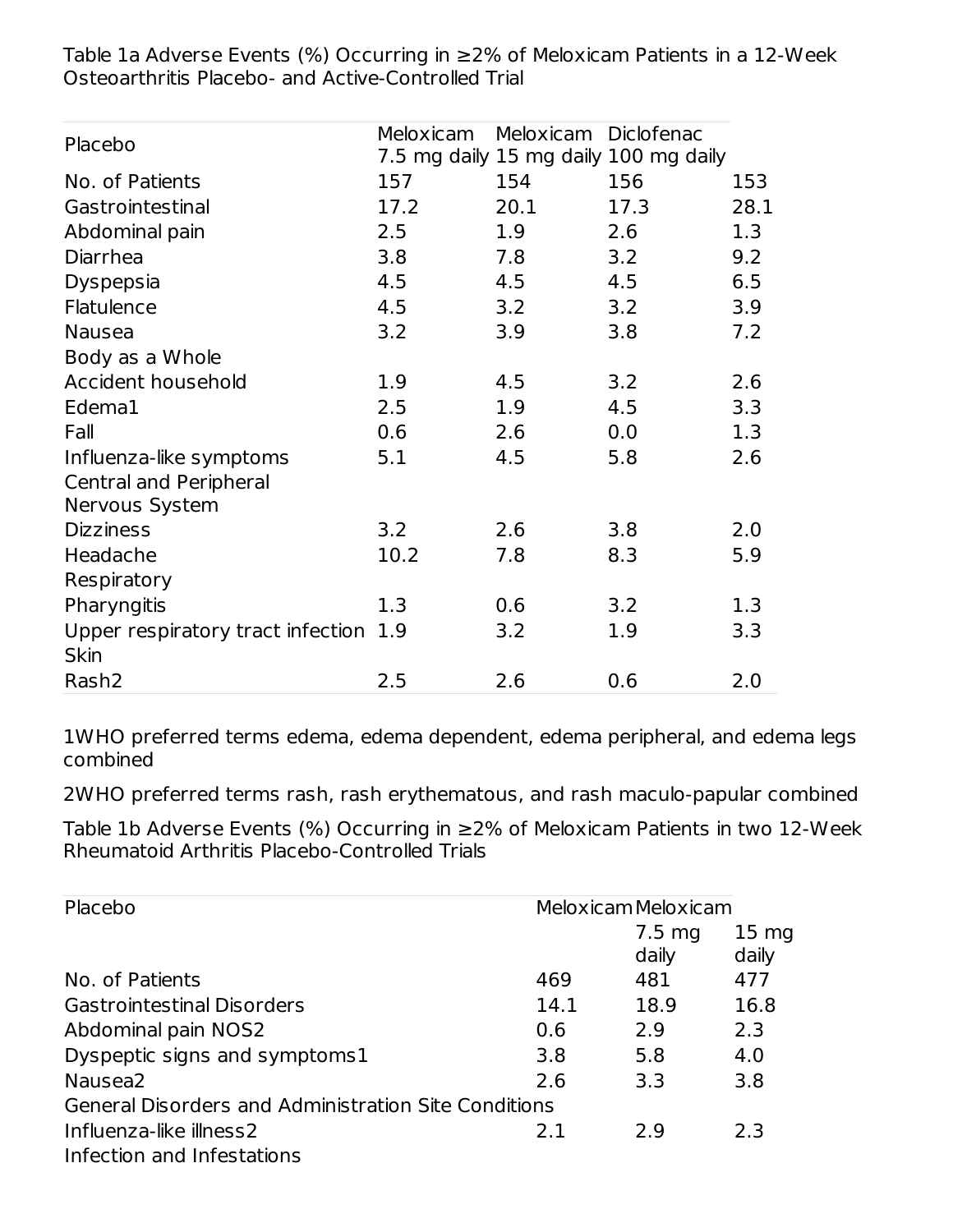Table 1a Adverse Events (%) Occurring in ≥2% of Meloxicam Patients in a 12-Week Osteoarthritis Placebo- and Active-Controlled Trial

| Placebo | Meloxicam 7.5 mg daily | Meloxicam 15 mg daily | Diclofenac 100 mg daily | |
|---|---|---|---|---|
| No. of Patients | 157 | 154 | 156 | 153 |
| Gastrointestinal | 17.2 | 20.1 | 17.3 | 28.1 |
| Abdominal pain | 2.5 | 1.9 | 2.6 | 1.3 |
| Diarrhea | 3.8 | 7.8 | 3.2 | 9.2 |
| Dyspepsia | 4.5 | 4.5 | 4.5 | 6.5 |
| Flatulence | 4.5 | 3.2 | 3.2 | 3.9 |
| Nausea | 3.2 | 3.9 | 3.8 | 7.2 |
| Body as a Whole | | | | |
| Accident household | 1.9 | 4.5 | 3.2 | 2.6 |
| Edema1 | 2.5 | 1.9 | 4.5 | 3.3 |
| Fall | 0.6 | 2.6 | 0.0 | 1.3 |
| Influenza-like symptoms | 5.1 | 4.5 | 5.8 | 2.6 |
| Central and Peripheral Nervous System | | | | |
| Dizziness | 3.2 | 2.6 | 3.8 | 2.0 |
| Headache | 10.2 | 7.8 | 8.3 | 5.9 |
| Respiratory | | | | |
| Pharyngitis | 1.3 | 0.6 | 3.2 | 1.3 |
| Upper respiratory tract infection | 1.9 | 3.2 | 1.9 | 3.3 |
| Skin | | | | |
| Rash2 | 2.5 | 2.6 | 0.6 | 2.0 |

1WHO preferred terms edema, edema dependent, edema peripheral, and edema legs combined

2WHO preferred terms rash, rash erythematous, and rash maculo-papular combined

Table 1b Adverse Events (%) Occurring in ≥2% of Meloxicam Patients in two 12-Week Rheumatoid Arthritis Placebo-Controlled Trials

| Placebo | Meloxicam | Meloxicam | |
|---|---|---|---|
| | | 7.5 mg daily | 15 mg daily |
| No. of Patients | 469 | 481 | 477 |
| Gastrointestinal Disorders | 14.1 | 18.9 | 16.8 |
| Abdominal pain NOS2 | 0.6 | 2.9 | 2.3 |
| Dyspeptic signs and symptoms1 | 3.8 | 5.8 | 4.0 |
| Nausea2 | 2.6 | 3.3 | 3.8 |
| General Disorders and Administration Site Conditions | | | |
| Influenza-like illness2 | 2.1 | 2.9 | 2.3 |
| Infection and Infestations | | | |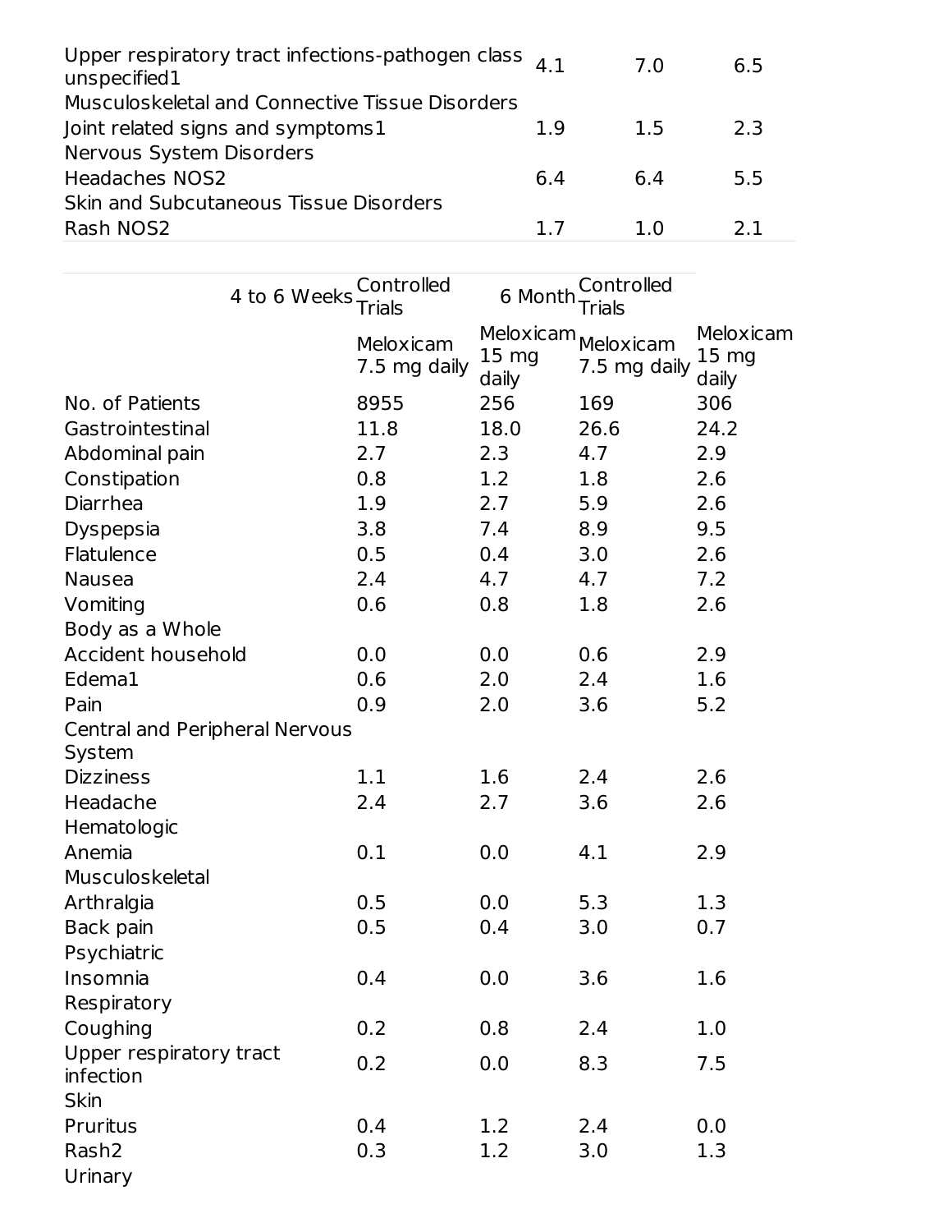| | | | |
|---|---|---|---|
| Upper respiratory tract infections-pathogen class unspecified1 | 4.1 | 7.0 | 6.5 |
| Musculoskeletal and Connective Tissue Disorders | | | |
| Joint related signs and symptoms1 | 1.9 | 1.5 | 2.3 |
| Nervous System Disorders | | | |
| Headaches NOS2 | 6.4 | 6.4 | 5.5 |
| Skin and Subcutaneous Tissue Disorders | | | |
| Rash NOS2 | 1.7 | 1.0 | 2.1 |

| 4 to 6 Weeks | Controlled Trials | 6 Month | Controlled Trials | |
|---|---|---|---|---|
| | Meloxicam 7.5 mg daily | Meloxicam 15 mg daily | Meloxicam 7.5 mg daily | Meloxicam 15 mg daily |
| No. of Patients | 8955 | 256 | 169 | 306 |
| Gastrointestinal | 11.8 | 18.0 | 26.6 | 24.2 |
| Abdominal pain | 2.7 | 2.3 | 4.7 | 2.9 |
| Constipation | 0.8 | 1.2 | 1.8 | 2.6 |
| Diarrhea | 1.9 | 2.7 | 5.9 | 2.6 |
| Dyspepsia | 3.8 | 7.4 | 8.9 | 9.5 |
| Flatulence | 0.5 | 0.4 | 3.0 | 2.6 |
| Nausea | 2.4 | 4.7 | 4.7 | 7.2 |
| Vomiting | 0.6 | 0.8 | 1.8 | 2.6 |
| Body as a Whole | | | | |
| Accident household | 0.0 | 0.0 | 0.6 | 2.9 |
| Edema1 | 0.6 | 2.0 | 2.4 | 1.6 |
| Pain | 0.9 | 2.0 | 3.6 | 5.2 |
| Central and Peripheral Nervous System | | | | |
| Dizziness | 1.1 | 1.6 | 2.4 | 2.6 |
| Headache | 2.4 | 2.7 | 3.6 | 2.6 |
| Hematologic | | | | |
| Anemia | 0.1 | 0.0 | 4.1 | 2.9 |
| Musculoskeletal | | | | |
| Arthralgia | 0.5 | 0.0 | 5.3 | 1.3 |
| Back pain | 0.5 | 0.4 | 3.0 | 0.7 |
| Psychiatric | | | | |
| Insomnia | 0.4 | 0.0 | 3.6 | 1.6 |
| Respiratory | | | | |
| Coughing | 0.2 | 0.8 | 2.4 | 1.0 |
| Upper respiratory tract infection | 0.2 | 0.0 | 8.3 | 7.5 |
| Skin | | | | |
| Pruritus | 0.4 | 1.2 | 2.4 | 0.0 |
| Rash2 | 0.3 | 1.2 | 3.0 | 1.3 |
| Urinary | | | | |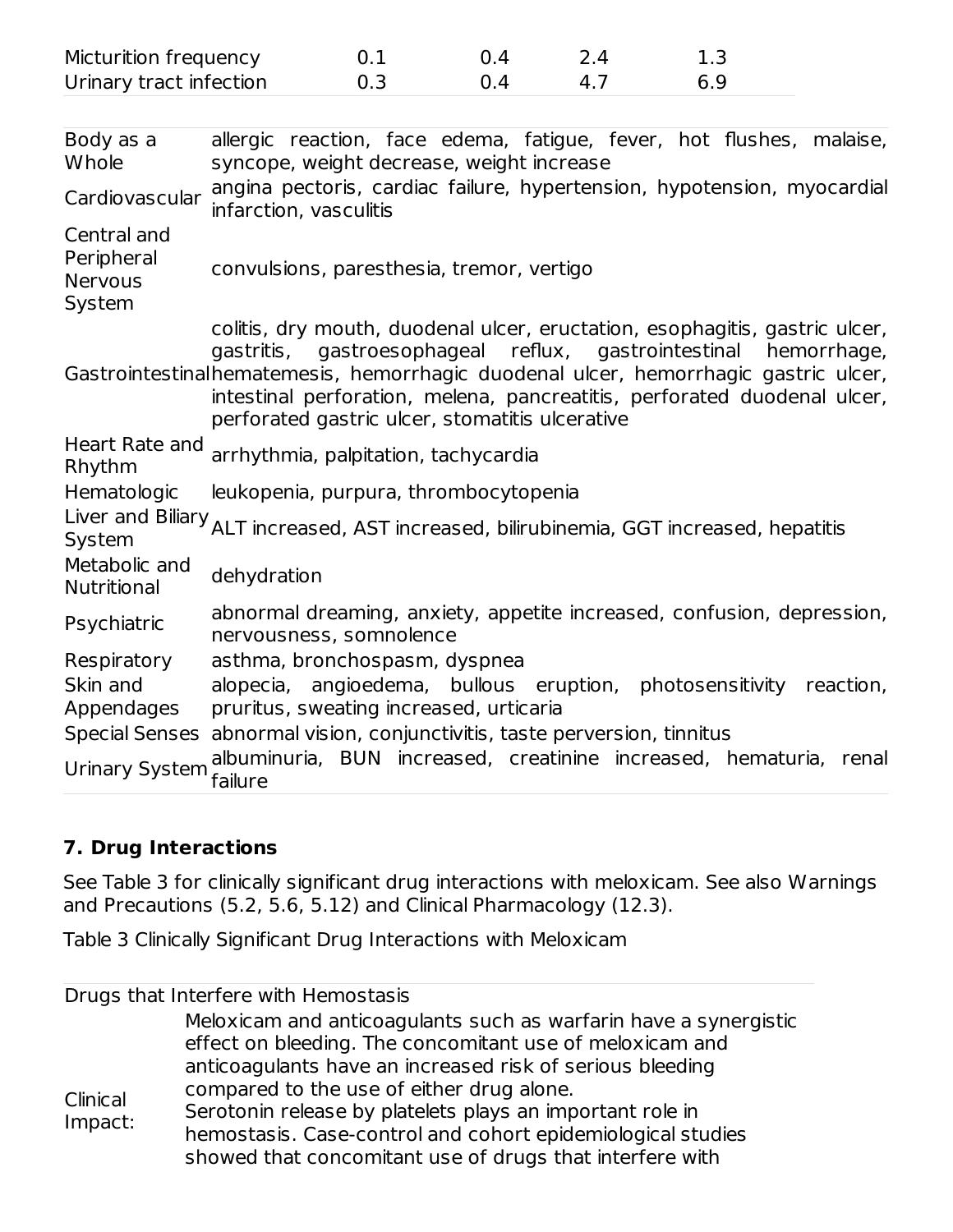| | | | | |
|---|---|---|---|---|
| Micturition frequency | 0.1 | 0.4 | 2.4 | 1.3 |
| Urinary tract infection | 0.3 | 0.4 | 4.7 | 6.9 |

| | |
|---|---|
| Body as a Whole | allergic reaction, face edema, fatigue, fever, hot flushes, malaise, syncope, weight decrease, weight increase |
| Cardiovascular | angina pectoris, cardiac failure, hypertension, hypotension, myocardial infarction, vasculitis |
| Central and Peripheral Nervous System | convulsions, paresthesia, tremor, vertigo |
| Gastrointestinal | colitis, dry mouth, duodenal ulcer, eructation, esophagitis, gastric ulcer, gastritis, gastroesophageal reflux, gastrointestinal hemorrhage, hematemesis, hemorrhagic duodenal ulcer, hemorrhagic gastric ulcer, intestinal perforation, melena, pancreatitis, perforated duodenal ulcer, perforated gastric ulcer, stomatitis ulcerative |
| Heart Rate and Rhythm | arrhythmia, palpitation, tachycardia |
| Hematologic | leukopenia, purpura, thrombocytopenia |
| Liver and Biliary System | ALT increased, AST increased, bilirubinemia, GGT increased, hepatitis |
| Metabolic and Nutritional | dehydration |
| Psychiatric | abnormal dreaming, anxiety, appetite increased, confusion, depression, nervousness, somnolence |
| Respiratory | asthma, bronchospasm, dyspnea |
| Skin and Appendages | alopecia, angioedema, bullous eruption, photosensitivity reaction, pruritus, sweating increased, urticaria |
| Special Senses | abnormal vision, conjunctivitis, taste perversion, tinnitus |
| Urinary System | albuminuria, BUN increased, creatinine increased, hematuria, renal failure |

## 7. Drug Interactions

See Table 3 for clinically significant drug interactions with meloxicam. See also Warnings and Precautions (5.2, 5.6, 5.12) and Clinical Pharmacology (12.3).

Table 3 Clinically Significant Drug Interactions with Meloxicam

| Drugs that Interfere with Hemostasis | |
|---|---|
| Clinical Impact: | Meloxicam and anticoagulants such as warfarin have a synergistic effect on bleeding. The concomitant use of meloxicam and anticoagulants have an increased risk of serious bleeding compared to the use of either drug alone.<br>Serotonin release by platelets plays an important role in hemostasis. Case-control and cohort epidemiological studies showed that concomitant use of drugs that interfere with |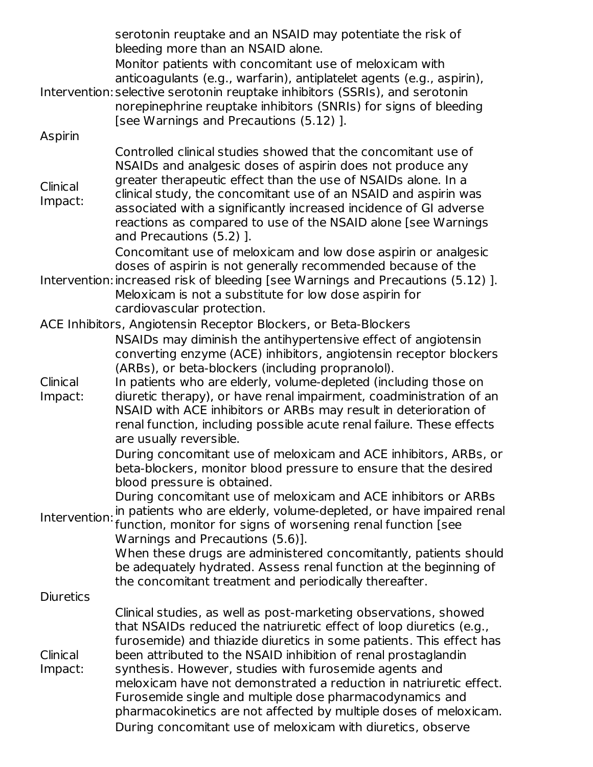| | |
|---|---|
| | serotonin reuptake and an NSAID may potentiate the risk of bleeding more than an NSAID alone. |
| Intervention: | Monitor patients with concomitant use of meloxicam with anticoagulants (e.g., warfarin), antiplatelet agents (e.g., aspirin), selective serotonin reuptake inhibitors (SSRIs), and serotonin norepinephrine reuptake inhibitors (SNRIs) for signs of bleeding [see Warnings and Precautions (5.12) ]. |
| **Aspirin** | |
| Clinical Impact: | Controlled clinical studies showed that the concomitant use of NSAIDs and analgesic doses of aspirin does not produce any greater therapeutic effect than the use of NSAIDs alone. In a clinical study, the concomitant use of an NSAID and aspirin was associated with a significantly increased incidence of GI adverse reactions as compared to use of the NSAID alone [see Warnings and Precautions (5.2) ]. |
| Intervention: | Concomitant use of meloxicam and low dose aspirin or analgesic doses of aspirin is not generally recommended because of the increased risk of bleeding [see Warnings and Precautions (5.12) ]. Meloxicam is not a substitute for low dose aspirin for cardiovascular protection. |
| **ACE Inhibitors, Angiotensin Receptor Blockers, or Beta-Blockers** | |
| Clinical Impact: | NSAIDs may diminish the antihypertensive effect of angiotensin converting enzyme (ACE) inhibitors, angiotensin receptor blockers (ARBs), or beta-blockers (including propranolol).<br>In patients who are elderly, volume-depleted (including those on diuretic therapy), or have renal impairment, coadministration of an NSAID with ACE inhibitors or ARBs may result in deterioration of renal function, including possible acute renal failure. These effects are usually reversible. |
| Intervention: | During concomitant use of meloxicam and ACE inhibitors, ARBs, or beta-blockers, monitor blood pressure to ensure that the desired blood pressure is obtained.<br>During concomitant use of meloxicam and ACE inhibitors or ARBs in patients who are elderly, volume-depleted, or have impaired renal function, monitor for signs of worsening renal function [see Warnings and Precautions (5.6)].<br>When these drugs are administered concomitantly, patients should be adequately hydrated. Assess renal function at the beginning of the concomitant treatment and periodically thereafter. |
| **Diuretics** | |
| Clinical Impact: | Clinical studies, as well as post-marketing observations, showed that NSAIDs reduced the natriuretic effect of loop diuretics (e.g., furosemide) and thiazide diuretics in some patients. This effect has been attributed to the NSAID inhibition of renal prostaglandin synthesis. However, studies with furosemide agents and meloxicam have not demonstrated a reduction in natriuretic effect. Furosemide single and multiple dose pharmacodynamics and pharmacokinetics are not affected by multiple doses of meloxicam. |
| | During concomitant use of meloxicam with diuretics, observe |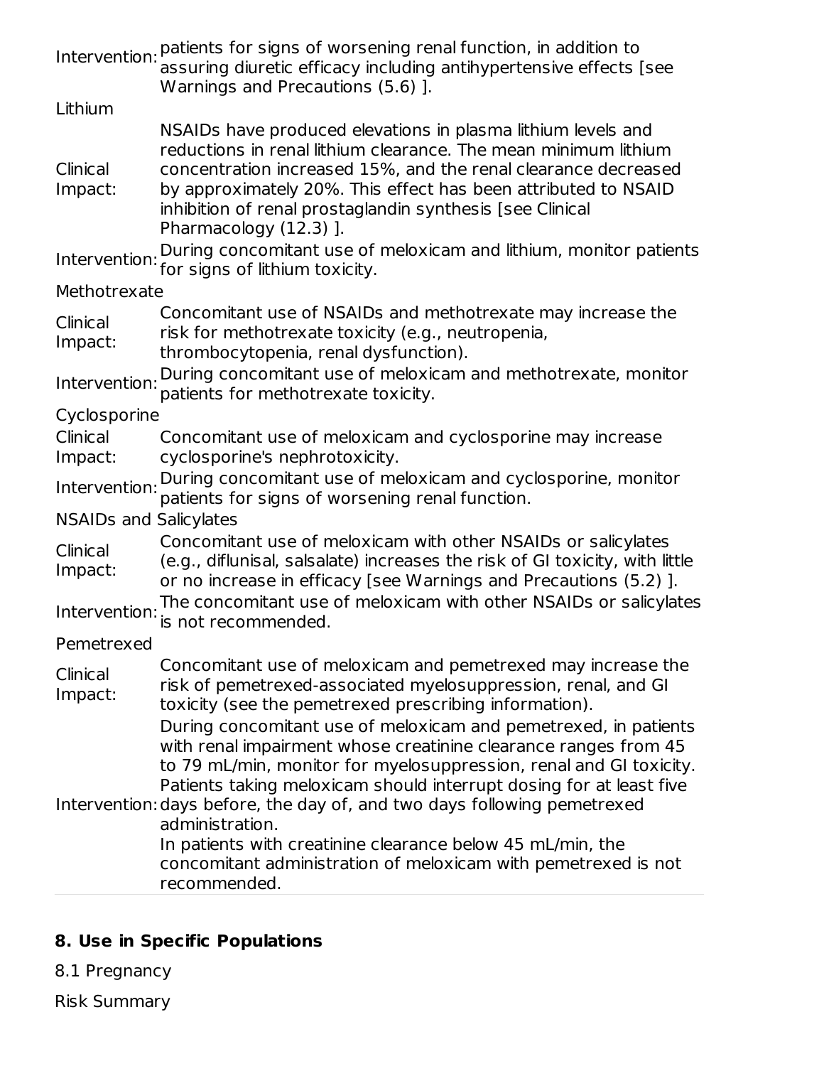| | |
|---|---|
| Intervention: | patients for signs of worsening renal function, in addition to assuring diuretic efficacy including antihypertensive effects [see Warnings and Precautions (5.6) ]. |
| **Lithium** | |
| Clinical Impact: | NSAIDs have produced elevations in plasma lithium levels and reductions in renal lithium clearance. The mean minimum lithium concentration increased 15%, and the renal clearance decreased by approximately 20%. This effect has been attributed to NSAID inhibition of renal prostaglandin synthesis [see Clinical Pharmacology (12.3) ]. |
| Intervention: | During concomitant use of meloxicam and lithium, monitor patients for signs of lithium toxicity. |
| **Methotrexate** | |
| Clinical Impact: | Concomitant use of NSAIDs and methotrexate may increase the risk for methotrexate toxicity (e.g., neutropenia, thrombocytopenia, renal dysfunction). |
| Intervention: | During concomitant use of meloxicam and methotrexate, monitor patients for methotrexate toxicity. |
| **Cyclosporine** | |
| Clinical Impact: | Concomitant use of meloxicam and cyclosporine may increase cyclosporine's nephrotoxicity. |
| Intervention: | During concomitant use of meloxicam and cyclosporine, monitor patients for signs of worsening renal function. |
| **NSAIDs and Salicylates** | |
| Clinical Impact: | Concomitant use of meloxicam with other NSAIDs or salicylates (e.g., diflunisal, salsalate) increases the risk of GI toxicity, with little or no increase in efficacy [see Warnings and Precautions (5.2) ]. |
| Intervention: | The concomitant use of meloxicam with other NSAIDs or salicylates is not recommended. |
| **Pemetrexed** | |
| Clinical Impact: | Concomitant use of meloxicam and pemetrexed may increase the risk of pemetrexed-associated myelosuppression, renal, and GI toxicity (see the pemetrexed prescribing information). |
| Intervention: | During concomitant use of meloxicam and pemetrexed, in patients with renal impairment whose creatinine clearance ranges from 45 to 79 mL/min, monitor for myelosuppression, renal and GI toxicity. Patients taking meloxicam should interrupt dosing for at least five days before, the day of, and two days following pemetrexed administration. In patients with creatinine clearance below 45 mL/min, the concomitant administration of meloxicam with pemetrexed is not recommended. |

## 8. Use in Specific Populations

### 8.1 Pregnancy

Risk Summary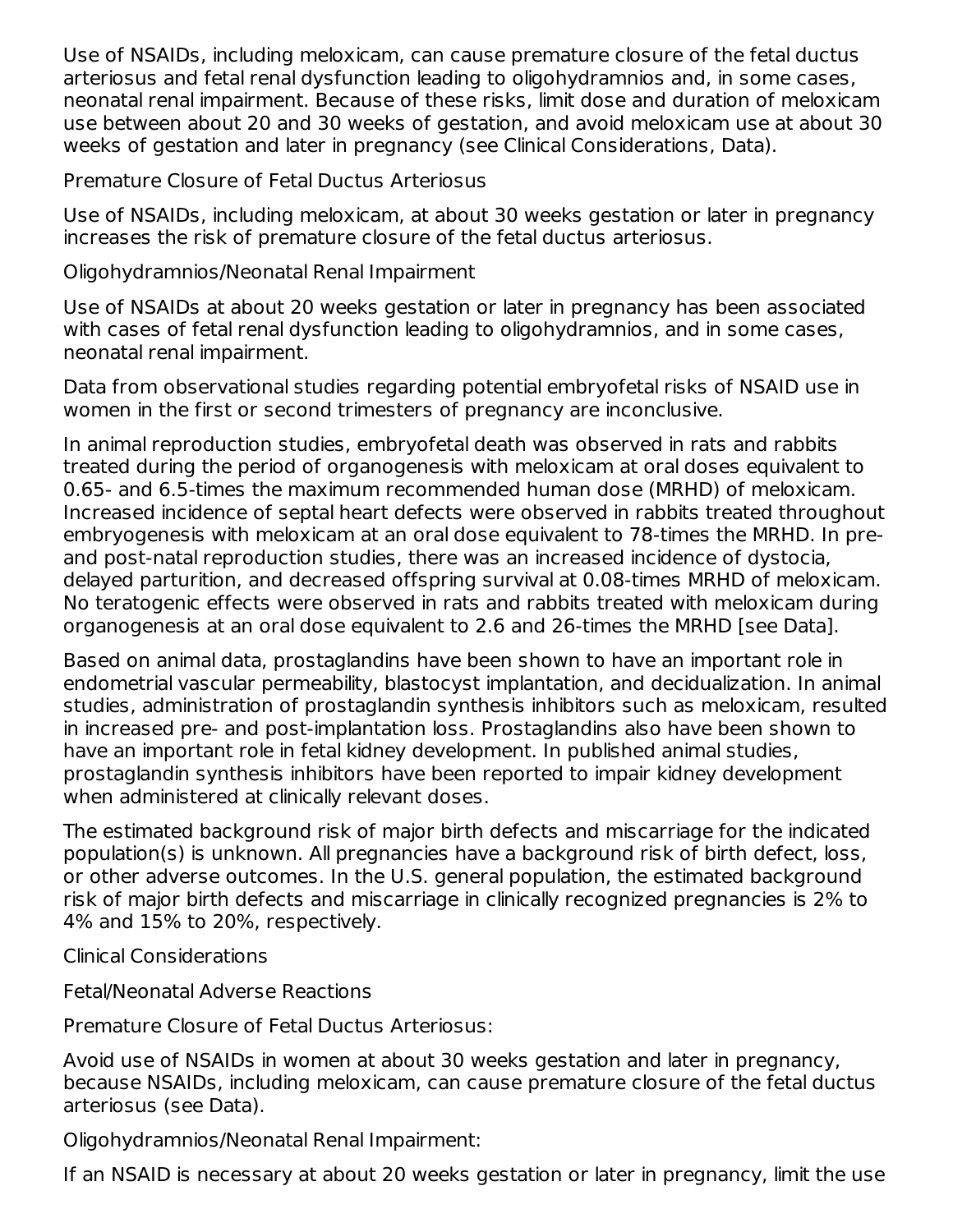Use of NSAIDs, including meloxicam, can cause premature closure of the fetal ductus arteriosus and fetal renal dysfunction leading to oligohydramnios and, in some cases, neonatal renal impairment. Because of these risks, limit dose and duration of meloxicam use between about 20 and 30 weeks of gestation, and avoid meloxicam use at about 30 weeks of gestation and later in pregnancy (see Clinical Considerations, Data).

Premature Closure of Fetal Ductus Arteriosus

Use of NSAIDs, including meloxicam, at about 30 weeks gestation or later in pregnancy increases the risk of premature closure of the fetal ductus arteriosus.

Oligohydramnios/Neonatal Renal Impairment

Use of NSAIDs at about 20 weeks gestation or later in pregnancy has been associated with cases of fetal renal dysfunction leading to oligohydramnios, and in some cases, neonatal renal impairment.

Data from observational studies regarding potential embryofetal risks of NSAID use in women in the first or second trimesters of pregnancy are inconclusive.

In animal reproduction studies, embryofetal death was observed in rats and rabbits treated during the period of organogenesis with meloxicam at oral doses equivalent to 0.65- and 6.5-times the maximum recommended human dose (MRHD) of meloxicam. Increased incidence of septal heart defects were observed in rabbits treated throughout embryogenesis with meloxicam at an oral dose equivalent to 78-times the MRHD. In pre- and post-natal reproduction studies, there was an increased incidence of dystocia, delayed parturition, and decreased offspring survival at 0.08-times MRHD of meloxicam. No teratogenic effects were observed in rats and rabbits treated with meloxicam during organogenesis at an oral dose equivalent to 2.6 and 26-times the MRHD [see Data].

Based on animal data, prostaglandins have been shown to have an important role in endometrial vascular permeability, blastocyst implantation, and decidualization. In animal studies, administration of prostaglandin synthesis inhibitors such as meloxicam, resulted in increased pre- and post-implantation loss. Prostaglandins also have been shown to have an important role in fetal kidney development. In published animal studies, prostaglandin synthesis inhibitors have been reported to impair kidney development when administered at clinically relevant doses.

The estimated background risk of major birth defects and miscarriage for the indicated population(s) is unknown. All pregnancies have a background risk of birth defect, loss, or other adverse outcomes. In the U.S. general population, the estimated background risk of major birth defects and miscarriage in clinically recognized pregnancies is 2% to 4% and 15% to 20%, respectively.

Clinical Considerations

Fetal/Neonatal Adverse Reactions

Premature Closure of Fetal Ductus Arteriosus:

Avoid use of NSAIDs in women at about 30 weeks gestation and later in pregnancy, because NSAIDs, including meloxicam, can cause premature closure of the fetal ductus arteriosus (see Data).

Oligohydramnios/Neonatal Renal Impairment:

If an NSAID is necessary at about 20 weeks gestation or later in pregnancy, limit the use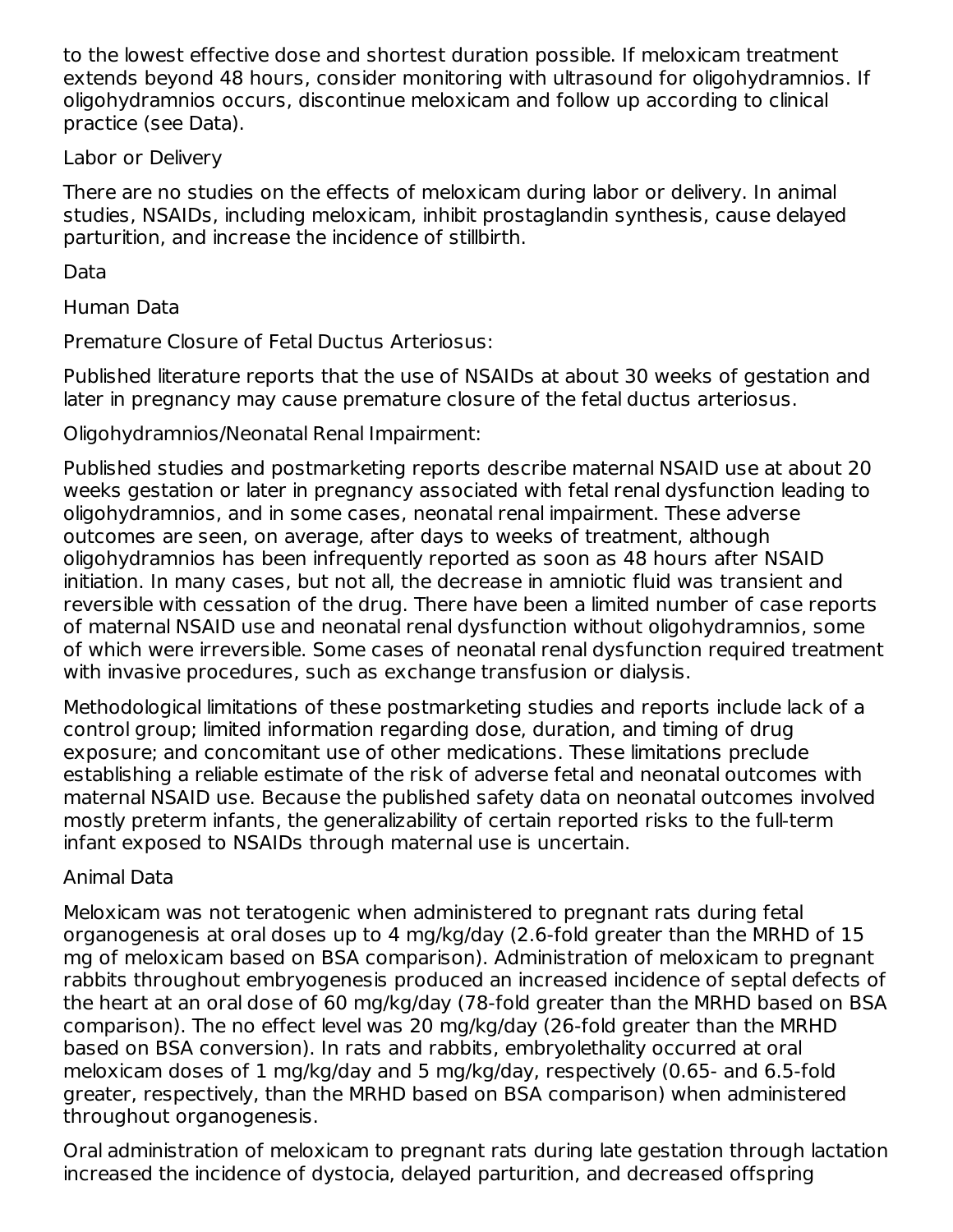to the lowest effective dose and shortest duration possible. If meloxicam treatment extends beyond 48 hours, consider monitoring with ultrasound for oligohydramnios. If oligohydramnios occurs, discontinue meloxicam and follow up according to clinical practice (see Data).

#### Labor or Delivery

There are no studies on the effects of meloxicam during labor or delivery. In animal studies, NSAIDs, including meloxicam, inhibit prostaglandin synthesis, cause delayed parturition, and increase the incidence of stillbirth.

#### Data

##### Human Data

Premature Closure of Fetal Ductus Arteriosus:

Published literature reports that the use of NSAIDs at about 30 weeks of gestation and later in pregnancy may cause premature closure of the fetal ductus arteriosus.

Oligohydramnios/Neonatal Renal Impairment:

Published studies and postmarketing reports describe maternal NSAID use at about 20 weeks gestation or later in pregnancy associated with fetal renal dysfunction leading to oligohydramnios, and in some cases, neonatal renal impairment. These adverse outcomes are seen, on average, after days to weeks of treatment, although oligohydramnios has been infrequently reported as soon as 48 hours after NSAID initiation. In many cases, but not all, the decrease in amniotic fluid was transient and reversible with cessation of the drug. There have been a limited number of case reports of maternal NSAID use and neonatal renal dysfunction without oligohydramnios, some of which were irreversible. Some cases of neonatal renal dysfunction required treatment with invasive procedures, such as exchange transfusion or dialysis.

Methodological limitations of these postmarketing studies and reports include lack of a control group; limited information regarding dose, duration, and timing of drug exposure; and concomitant use of other medications. These limitations preclude establishing a reliable estimate of the risk of adverse fetal and neonatal outcomes with maternal NSAID use. Because the published safety data on neonatal outcomes involved mostly preterm infants, the generalizability of certain reported risks to the full-term infant exposed to NSAIDs through maternal use is uncertain.

##### Animal Data

Meloxicam was not teratogenic when administered to pregnant rats during fetal organogenesis at oral doses up to 4 mg/kg/day (2.6-fold greater than the MRHD of 15 mg of meloxicam based on BSA comparison). Administration of meloxicam to pregnant rabbits throughout embryogenesis produced an increased incidence of septal defects of the heart at an oral dose of 60 mg/kg/day (78-fold greater than the MRHD based on BSA comparison). The no effect level was 20 mg/kg/day (26-fold greater than the MRHD based on BSA conversion). In rats and rabbits, embryolethality occurred at oral meloxicam doses of 1 mg/kg/day and 5 mg/kg/day, respectively (0.65- and 6.5-fold greater, respectively, than the MRHD based on BSA comparison) when administered throughout organogenesis.

Oral administration of meloxicam to pregnant rats during late gestation through lactation increased the incidence of dystocia, delayed parturition, and decreased offspring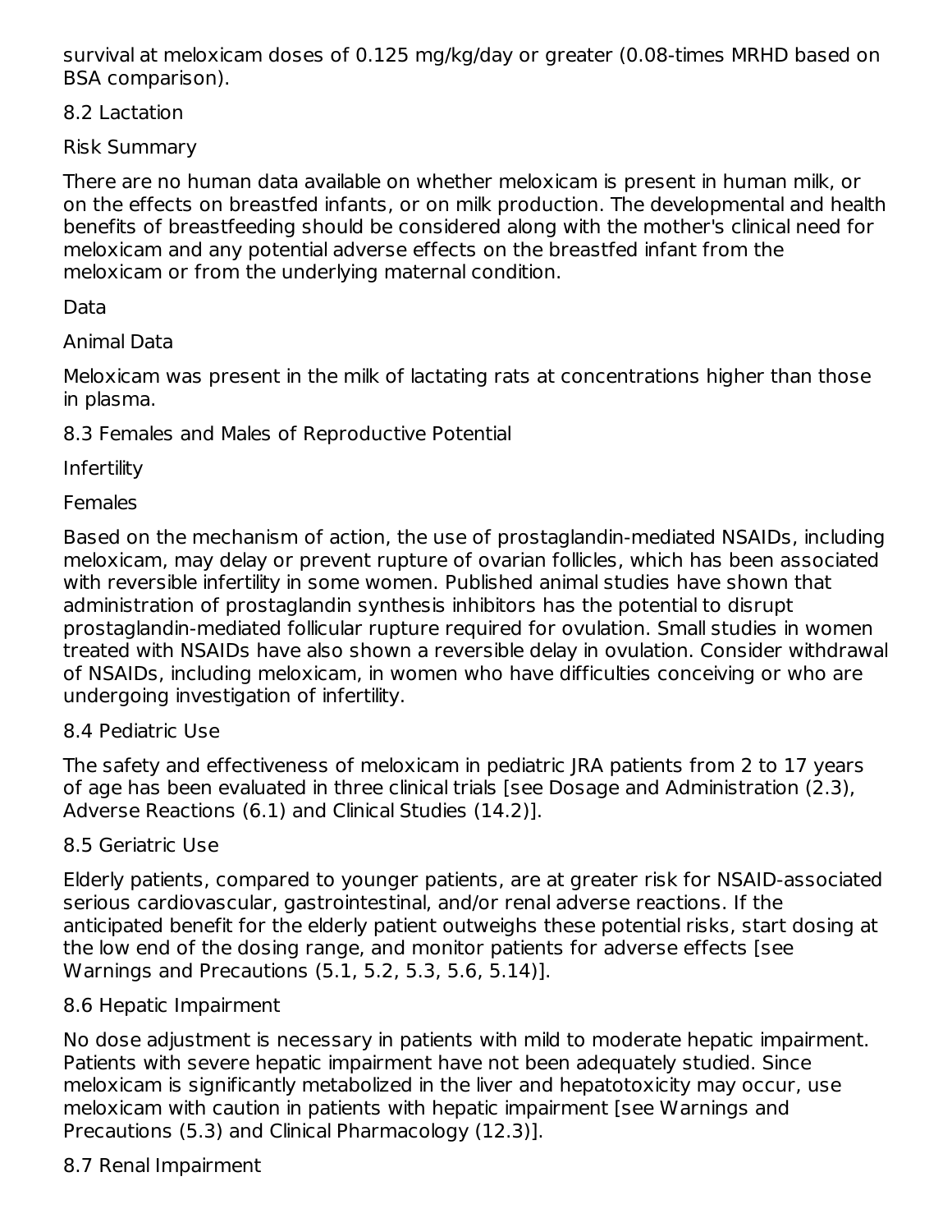survival at meloxicam doses of 0.125 mg/kg/day or greater (0.08-times MRHD based on BSA comparison).

## 8.2 Lactation

### Risk Summary

There are no human data available on whether meloxicam is present in human milk, or on the effects on breastfed infants, or on milk production. The developmental and health benefits of breastfeeding should be considered along with the mother's clinical need for meloxicam and any potential adverse effects on the breastfed infant from the meloxicam or from the underlying maternal condition.

### Data

#### Animal Data

Meloxicam was present in the milk of lactating rats at concentrations higher than those in plasma.

## 8.3 Females and Males of Reproductive Potential

### Infertility

#### Females

Based on the mechanism of action, the use of prostaglandin-mediated NSAIDs, including meloxicam, may delay or prevent rupture of ovarian follicles, which has been associated with reversible infertility in some women. Published animal studies have shown that administration of prostaglandin synthesis inhibitors has the potential to disrupt prostaglandin-mediated follicular rupture required for ovulation. Small studies in women treated with NSAIDs have also shown a reversible delay in ovulation. Consider withdrawal of NSAIDs, including meloxicam, in women who have difficulties conceiving or who are undergoing investigation of infertility.

## 8.4 Pediatric Use

The safety and effectiveness of meloxicam in pediatric JRA patients from 2 to 17 years of age has been evaluated in three clinical trials [see Dosage and Administration (2.3), Adverse Reactions (6.1) and Clinical Studies (14.2)].

## 8.5 Geriatric Use

Elderly patients, compared to younger patients, are at greater risk for NSAID-associated serious cardiovascular, gastrointestinal, and/or renal adverse reactions. If the anticipated benefit for the elderly patient outweighs these potential risks, start dosing at the low end of the dosing range, and monitor patients for adverse effects [see Warnings and Precautions (5.1, 5.2, 5.3, 5.6, 5.14)].

## 8.6 Hepatic Impairment

No dose adjustment is necessary in patients with mild to moderate hepatic impairment. Patients with severe hepatic impairment have not been adequately studied. Since meloxicam is significantly metabolized in the liver and hepatotoxicity may occur, use meloxicam with caution in patients with hepatic impairment [see Warnings and Precautions (5.3) and Clinical Pharmacology (12.3)].

## 8.7 Renal Impairment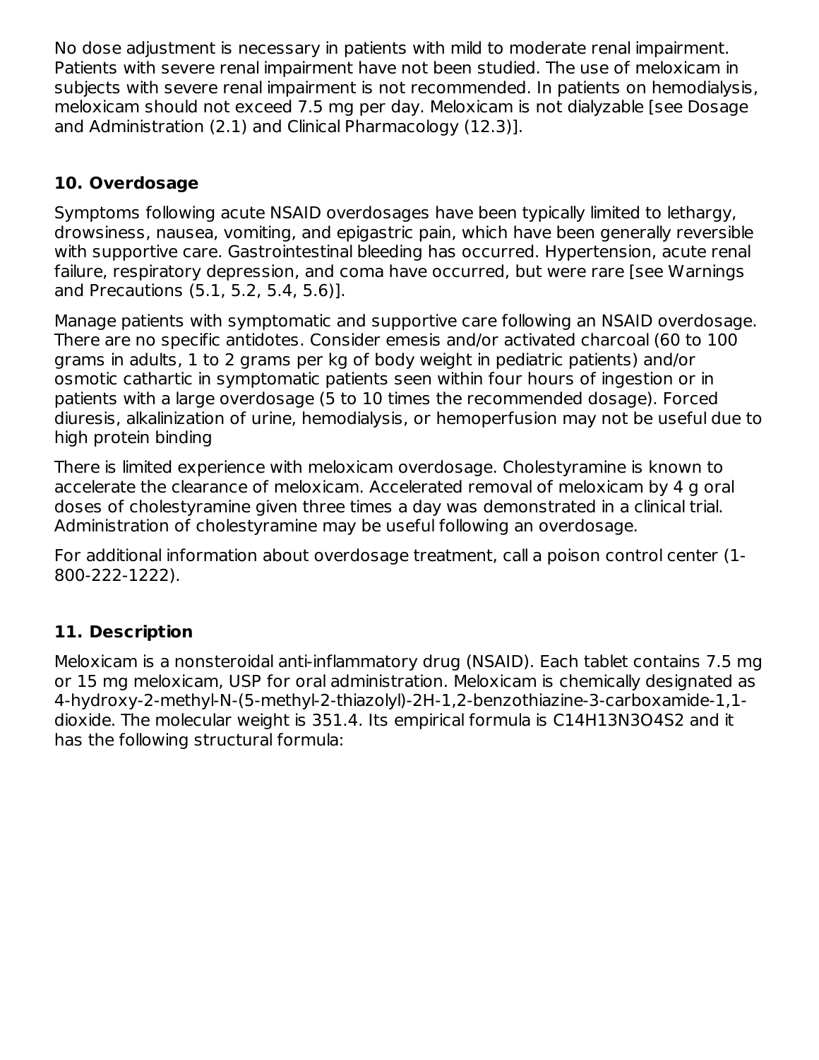No dose adjustment is necessary in patients with mild to moderate renal impairment. Patients with severe renal impairment have not been studied. The use of meloxicam in subjects with severe renal impairment is not recommended. In patients on hemodialysis, meloxicam should not exceed 7.5 mg per day. Meloxicam is not dialyzable [see Dosage and Administration (2.1) and Clinical Pharmacology (12.3)].

## 10. Overdosage

Symptoms following acute NSAID overdosages have been typically limited to lethargy, drowsiness, nausea, vomiting, and epigastric pain, which have been generally reversible with supportive care. Gastrointestinal bleeding has occurred. Hypertension, acute renal failure, respiratory depression, and coma have occurred, but were rare [see Warnings and Precautions (5.1, 5.2, 5.4, 5.6)].

Manage patients with symptomatic and supportive care following an NSAID overdosage. There are no specific antidotes. Consider emesis and/or activated charcoal (60 to 100 grams in adults, 1 to 2 grams per kg of body weight in pediatric patients) and/or osmotic cathartic in symptomatic patients seen within four hours of ingestion or in patients with a large overdosage (5 to 10 times the recommended dosage). Forced diuresis, alkalinization of urine, hemodialysis, or hemoperfusion may not be useful due to high protein binding

There is limited experience with meloxicam overdosage. Cholestyramine is known to accelerate the clearance of meloxicam. Accelerated removal of meloxicam by 4 g oral doses of cholestyramine given three times a day was demonstrated in a clinical trial. Administration of cholestyramine may be useful following an overdosage.

For additional information about overdosage treatment, call a poison control center (1-800-222-1222).

## 11. Description

Meloxicam is a nonsteroidal anti-inflammatory drug (NSAID). Each tablet contains 7.5 mg or 15 mg meloxicam, USP for oral administration. Meloxicam is chemically designated as 4-hydroxy-2-methyl-N-(5-methyl-2-thiazolyl)-2H-1,2-benzothiazine-3-carboxamide-1,1-dioxide. The molecular weight is 351.4. Its empirical formula is $C_{14}H_{13}N_3O_4S_2$ and it has the following structural formula: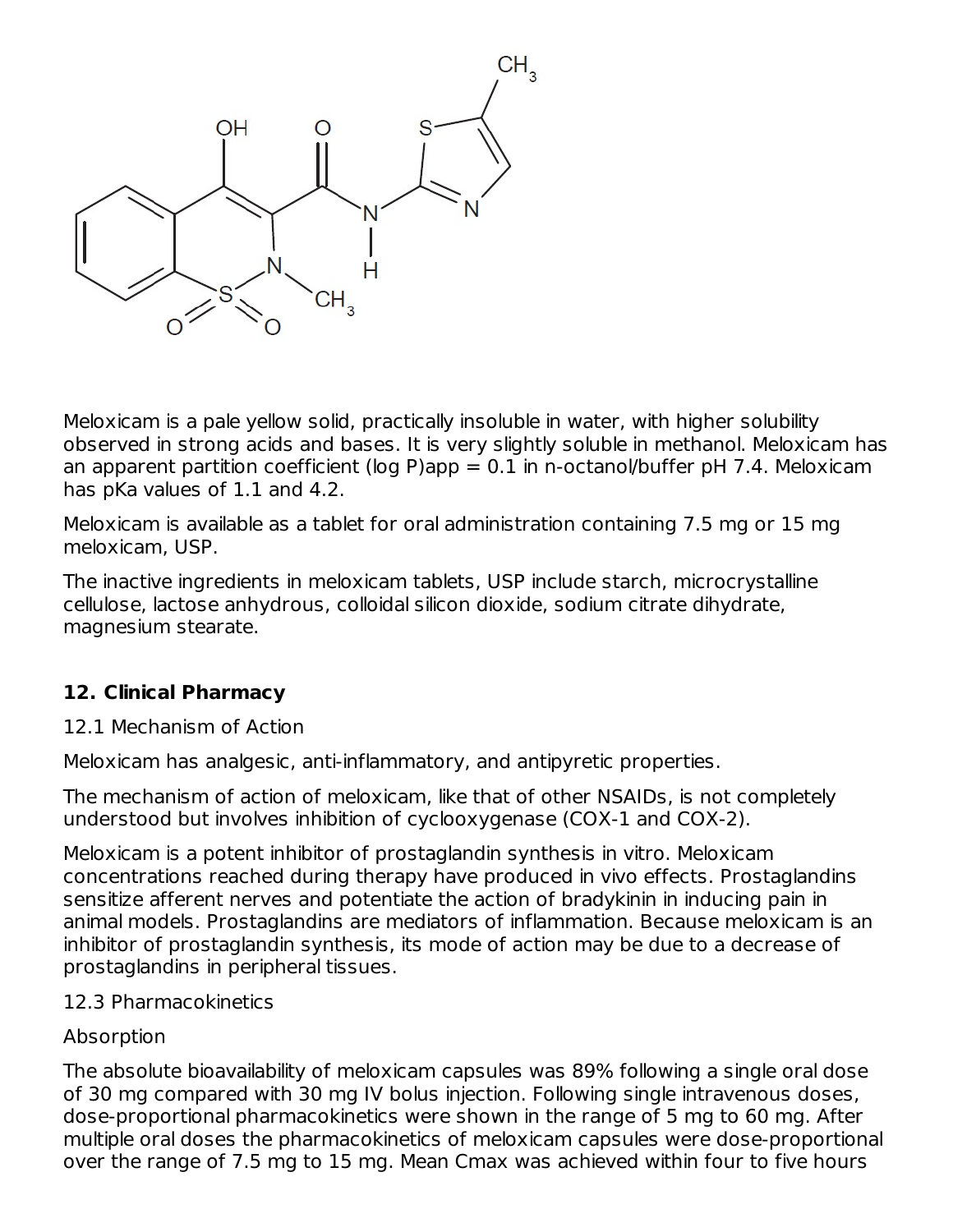Meloxicam is a pale yellow solid, practically insoluble in water, with higher solubility observed in strong acids and bases. It is very slightly soluble in methanol. Meloxicam has an apparent partition coefficient (log P)app = 0.1 in n-octanol/buffer pH 7.4. Meloxicam has pKa values of 1.1 and 4.2.

Meloxicam is available as a tablet for oral administration containing 7.5 mg or 15 mg meloxicam, USP.

The inactive ingredients in meloxicam tablets, USP include starch, microcrystalline cellulose, lactose anhydrous, colloidal silicon dioxide, sodium citrate dihydrate, magnesium stearate.

## 12. Clinical Pharmacy

### 12.1 Mechanism of Action

Meloxicam has analgesic, anti-inflammatory, and antipyretic properties.

The mechanism of action of meloxicam, like that of other NSAIDs, is not completely understood but involves inhibition of cyclooxygenase (COX-1 and COX-2).

Meloxicam is a potent inhibitor of prostaglandin synthesis in vitro. Meloxicam concentrations reached during therapy have produced in vivo effects. Prostaglandins sensitize afferent nerves and potentiate the action of bradykinin in inducing pain in animal models. Prostaglandins are mediators of inflammation. Because meloxicam is an inhibitor of prostaglandin synthesis, its mode of action may be due to a decrease of prostaglandins in peripheral tissues.

### 12.3 Pharmacokinetics

Absorption

The absolute bioavailability of meloxicam capsules was 89% following a single oral dose of 30 mg compared with 30 mg IV bolus injection. Following single intravenous doses, dose-proportional pharmacokinetics were shown in the range of 5 mg to 60 mg. After multiple oral doses the pharmacokinetics of meloxicam capsules were dose-proportional over the range of 7.5 mg to 15 mg. Mean Cmax was achieved within four to five hours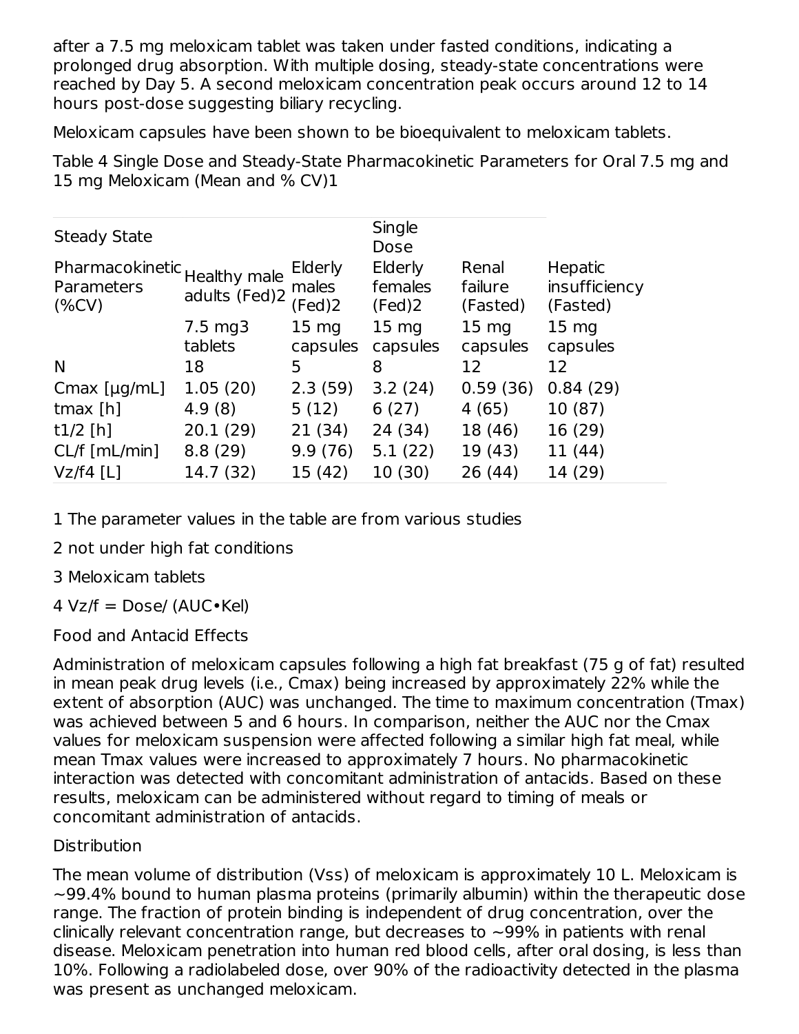after a 7.5 mg meloxicam tablet was taken under fasted conditions, indicating a prolonged drug absorption. With multiple dosing, steady-state concentrations were reached by Day 5. A second meloxicam concentration peak occurs around 12 to 14 hours post-dose suggesting biliary recycling.

Meloxicam capsules have been shown to be bioequivalent to meloxicam tablets.

Table 4 Single Dose and Steady-State Pharmacokinetic Parameters for Oral 7.5 mg and 15 mg Meloxicam (Mean and % CV)[1]

| Steady State | | | Single Dose | | |
|---|---|---|---|---|---|
| Pharmacokinetic Parameters (%CV) | Healthy male adults (Fed)[2] | Elderly males (Fed)[2] | Elderly females (Fed)[2] | Renal failure (Fasted) | Hepatic insufficiency (Fasted) |
| | 7.5 mg[3] tablets | 15 mg capsules | 15 mg capsules | 15 mg capsules | 15 mg capsules |
| N | 18 | 5 | 8 | 12 | 12 |
| Cmax [μg/mL] | 1.05 (20) | 2.3 (59) | 3.2 (24) | 0.59 (36) | 0.84 (29) |
| tmax [h] | 4.9 (8) | 5 (12) | 6 (27) | 4 (65) | 10 (87) |
| t1/2 [h] | 20.1 (29) | 21 (34) | 24 (34) | 18 (46) | 16 (29) |
| CL/f [mL/min] | 8.8 (29) | 9.9 (76) | 5.1 (22) | 19 (43) | 11 (44) |
| Vz/f[4] [L] | 14.7 (32) | 15 (42) | 10 (30) | 26 (44) | 14 (29) |

1 The parameter values in the table are from various studies

2 not under high fat conditions

3 Meloxicam tablets

4 Vz/f = Dose/ (AUC•Kel)

Food and Antacid Effects

Administration of meloxicam capsules following a high fat breakfast (75 g of fat) resulted in mean peak drug levels (i.e., Cmax) being increased by approximately 22% while the extent of absorption (AUC) was unchanged. The time to maximum concentration (Tmax) was achieved between 5 and 6 hours. In comparison, neither the AUC nor the Cmax values for meloxicam suspension were affected following a similar high fat meal, while mean Tmax values were increased to approximately 7 hours. No pharmacokinetic interaction was detected with concomitant administration of antacids. Based on these results, meloxicam can be administered without regard to timing of meals or concomitant administration of antacids.

Distribution

The mean volume of distribution (Vss) of meloxicam is approximately 10 L. Meloxicam is ~99.4% bound to human plasma proteins (primarily albumin) within the therapeutic dose range. The fraction of protein binding is independent of drug concentration, over the clinically relevant concentration range, but decreases to ~99% in patients with renal disease. Meloxicam penetration into human red blood cells, after oral dosing, is less than 10%. Following a radiolabeled dose, over 90% of the radioactivity detected in the plasma was present as unchanged meloxicam.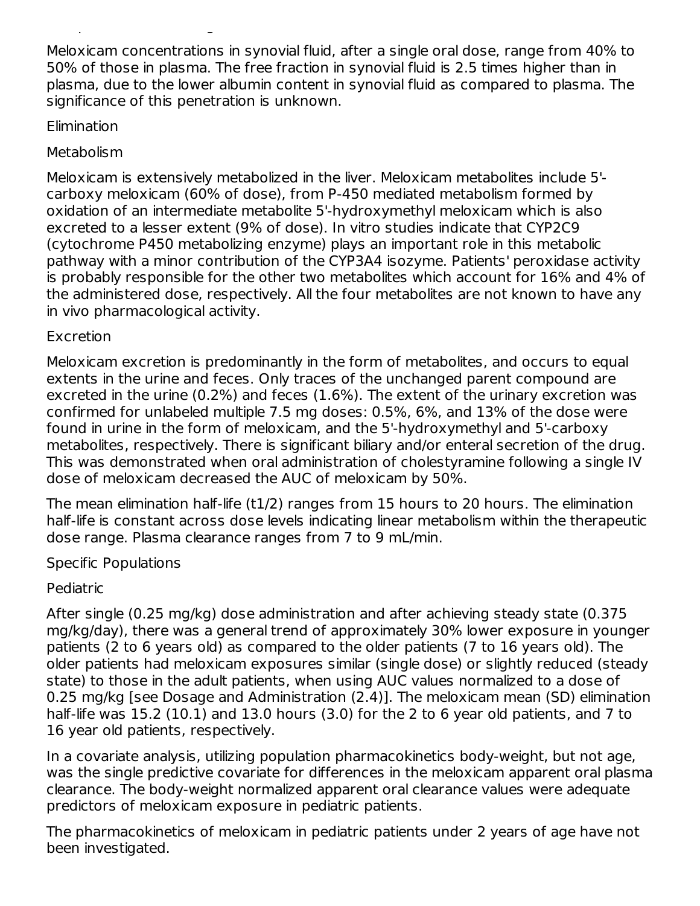Meloxicam concentrations in synovial fluid, after a single oral dose, range from 40% to 50% of those in plasma. The free fraction in synovial fluid is 2.5 times higher than in plasma, due to the lower albumin content in synovial fluid as compared to plasma. The significance of this penetration is unknown.

Elimination

Metabolism

Meloxicam is extensively metabolized in the liver. Meloxicam metabolites include 5'-carboxy meloxicam (60% of dose), from P-450 mediated metabolism formed by oxidation of an intermediate metabolite 5'-hydroxymethyl meloxicam which is also excreted to a lesser extent (9% of dose). In vitro studies indicate that CYP2C9 (cytochrome P450 metabolizing enzyme) plays an important role in this metabolic pathway with a minor contribution of the CYP3A4 isozyme. Patients' peroxidase activity is probably responsible for the other two metabolites which account for 16% and 4% of the administered dose, respectively. All the four metabolites are not known to have any in vivo pharmacological activity.

Excretion

Meloxicam excretion is predominantly in the form of metabolites, and occurs to equal extents in the urine and feces. Only traces of the unchanged parent compound are excreted in the urine (0.2%) and feces (1.6%). The extent of the urinary excretion was confirmed for unlabeled multiple 7.5 mg doses: 0.5%, 6%, and 13% of the dose were found in urine in the form of meloxicam, and the 5'-hydroxymethyl and 5'-carboxy metabolites, respectively. There is significant biliary and/or enteral secretion of the drug. This was demonstrated when oral administration of cholestyramine following a single IV dose of meloxicam decreased the AUC of meloxicam by 50%.

The mean elimination half-life (t1/2) ranges from 15 hours to 20 hours. The elimination half-life is constant across dose levels indicating linear metabolism within the therapeutic dose range. Plasma clearance ranges from 7 to 9 mL/min.

Specific Populations

Pediatric

After single (0.25 mg/kg) dose administration and after achieving steady state (0.375 mg/kg/day), there was a general trend of approximately 30% lower exposure in younger patients (2 to 6 years old) as compared to the older patients (7 to 16 years old). The older patients had meloxicam exposures similar (single dose) or slightly reduced (steady state) to those in the adult patients, when using AUC values normalized to a dose of 0.25 mg/kg [see Dosage and Administration (2.4)]. The meloxicam mean (SD) elimination half-life was 15.2 (10.1) and 13.0 hours (3.0) for the 2 to 6 year old patients, and 7 to 16 year old patients, respectively.

In a covariate analysis, utilizing population pharmacokinetics body-weight, but not age, was the single predictive covariate for differences in the meloxicam apparent oral plasma clearance. The body-weight normalized apparent oral clearance values were adequate predictors of meloxicam exposure in pediatric patients.

The pharmacokinetics of meloxicam in pediatric patients under 2 years of age have not been investigated.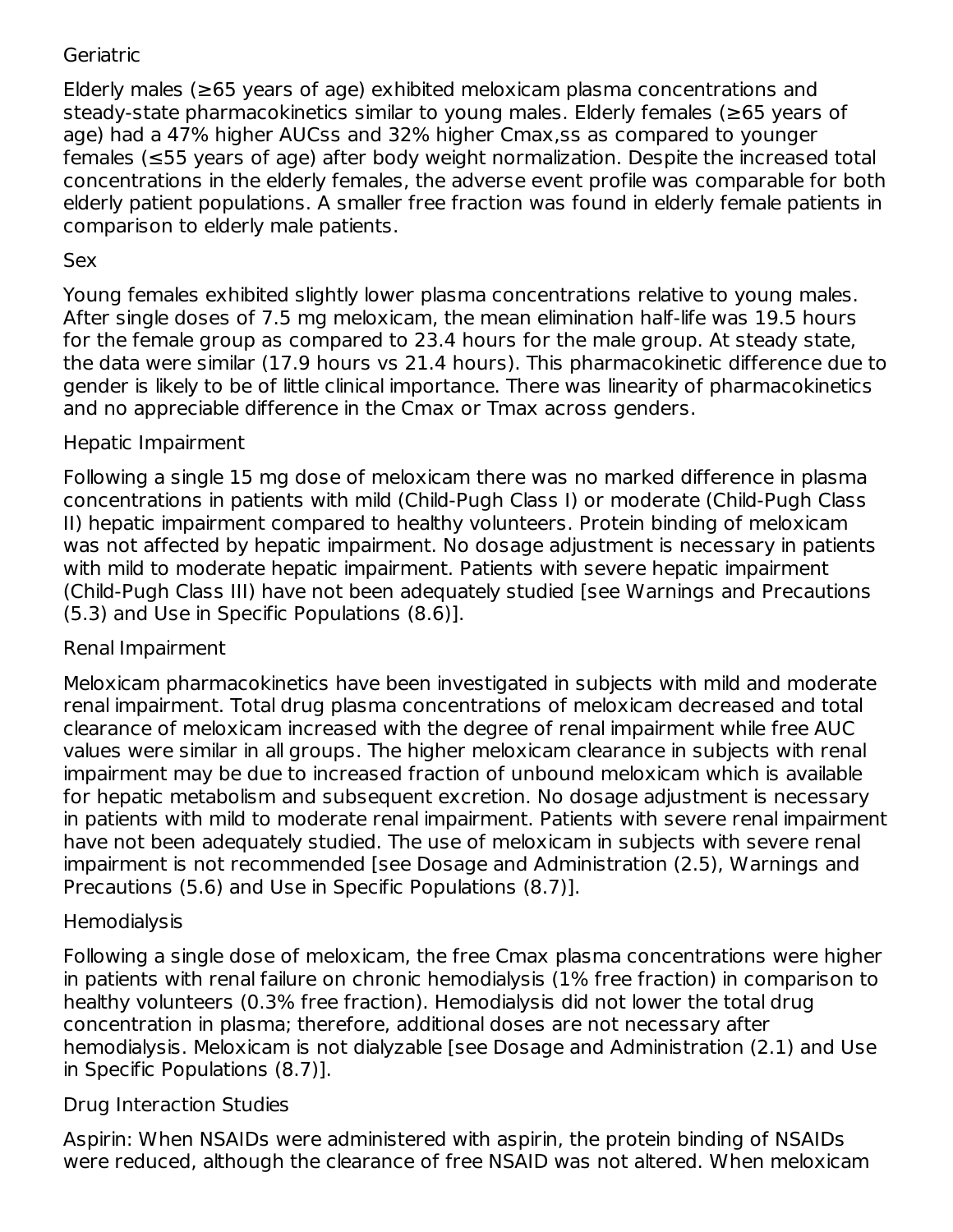Geriatric

Elderly males (≥65 years of age) exhibited meloxicam plasma concentrations and steady-state pharmacokinetics similar to young males. Elderly females (≥65 years of age) had a 47% higher AUCss and 32% higher Cmax,ss as compared to younger females (≤55 years of age) after body weight normalization. Despite the increased total concentrations in the elderly females, the adverse event profile was comparable for both elderly patient populations. A smaller free fraction was found in elderly female patients in comparison to elderly male patients.

Sex

Young females exhibited slightly lower plasma concentrations relative to young males. After single doses of 7.5 mg meloxicam, the mean elimination half-life was 19.5 hours for the female group as compared to 23.4 hours for the male group. At steady state, the data were similar (17.9 hours vs 21.4 hours). This pharmacokinetic difference due to gender is likely to be of little clinical importance. There was linearity of pharmacokinetics and no appreciable difference in the Cmax or Tmax across genders.

Hepatic Impairment

Following a single 15 mg dose of meloxicam there was no marked difference in plasma concentrations in patients with mild (Child-Pugh Class I) or moderate (Child-Pugh Class II) hepatic impairment compared to healthy volunteers. Protein binding of meloxicam was not affected by hepatic impairment. No dosage adjustment is necessary in patients with mild to moderate hepatic impairment. Patients with severe hepatic impairment (Child-Pugh Class III) have not been adequately studied [see Warnings and Precautions (5.3) and Use in Specific Populations (8.6)].

Renal Impairment

Meloxicam pharmacokinetics have been investigated in subjects with mild and moderate renal impairment. Total drug plasma concentrations of meloxicam decreased and total clearance of meloxicam increased with the degree of renal impairment while free AUC values were similar in all groups. The higher meloxicam clearance in subjects with renal impairment may be due to increased fraction of unbound meloxicam which is available for hepatic metabolism and subsequent excretion. No dosage adjustment is necessary in patients with mild to moderate renal impairment. Patients with severe renal impairment have not been adequately studied. The use of meloxicam in subjects with severe renal impairment is not recommended [see Dosage and Administration (2.5), Warnings and Precautions (5.6) and Use in Specific Populations (8.7)].

Hemodialysis

Following a single dose of meloxicam, the free Cmax plasma concentrations were higher in patients with renal failure on chronic hemodialysis (1% free fraction) in comparison to healthy volunteers (0.3% free fraction). Hemodialysis did not lower the total drug concentration in plasma; therefore, additional doses are not necessary after hemodialysis. Meloxicam is not dialyzable [see Dosage and Administration (2.1) and Use in Specific Populations (8.7)].

Drug Interaction Studies

Aspirin: When NSAIDs were administered with aspirin, the protein binding of NSAIDs were reduced, although the clearance of free NSAID was not altered. When meloxicam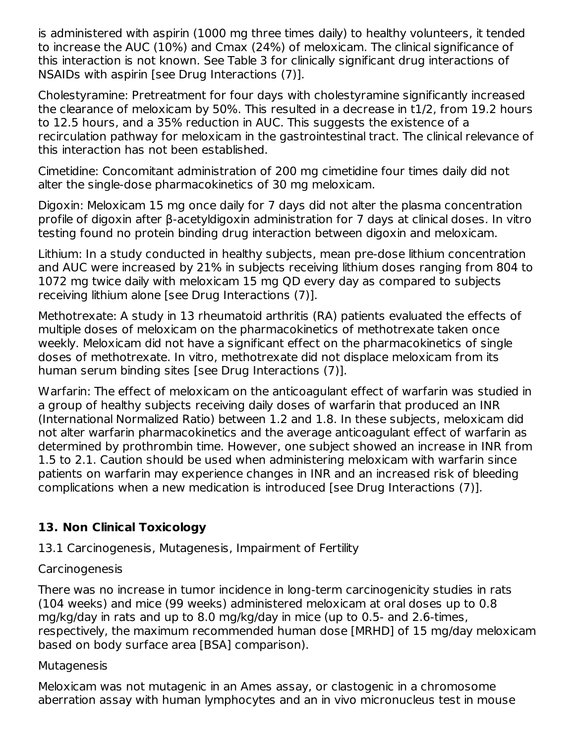is administered with aspirin (1000 mg three times daily) to healthy volunteers, it tended to increase the AUC (10%) and Cmax (24%) of meloxicam. The clinical significance of this interaction is not known. See Table 3 for clinically significant drug interactions of NSAIDs with aspirin [see Drug Interactions (7)].

Cholestyramine: Pretreatment for four days with cholestyramine significantly increased the clearance of meloxicam by 50%. This resulted in a decrease in t1/2, from 19.2 hours to 12.5 hours, and a 35% reduction in AUC. This suggests the existence of a recirculation pathway for meloxicam in the gastrointestinal tract. The clinical relevance of this interaction has not been established.

Cimetidine: Concomitant administration of 200 mg cimetidine four times daily did not alter the single-dose pharmacokinetics of 30 mg meloxicam.

Digoxin: Meloxicam 15 mg once daily for 7 days did not alter the plasma concentration profile of digoxin after β-acetyldigoxin administration for 7 days at clinical doses. In vitro testing found no protein binding drug interaction between digoxin and meloxicam.

Lithium: In a study conducted in healthy subjects, mean pre-dose lithium concentration and AUC were increased by 21% in subjects receiving lithium doses ranging from 804 to 1072 mg twice daily with meloxicam 15 mg QD every day as compared to subjects receiving lithium alone [see Drug Interactions (7)].

Methotrexate: A study in 13 rheumatoid arthritis (RA) patients evaluated the effects of multiple doses of meloxicam on the pharmacokinetics of methotrexate taken once weekly. Meloxicam did not have a significant effect on the pharmacokinetics of single doses of methotrexate. In vitro, methotrexate did not displace meloxicam from its human serum binding sites [see Drug Interactions (7)].

Warfarin: The effect of meloxicam on the anticoagulant effect of warfarin was studied in a group of healthy subjects receiving daily doses of warfarin that produced an INR (International Normalized Ratio) between 1.2 and 1.8. In these subjects, meloxicam did not alter warfarin pharmacokinetics and the average anticoagulant effect of warfarin as determined by prothrombin time. However, one subject showed an increase in INR from 1.5 to 2.1. Caution should be used when administering meloxicam with warfarin since patients on warfarin may experience changes in INR and an increased risk of bleeding complications when a new medication is introduced [see Drug Interactions (7)].

## 13. Non Clinical Toxicology

### 13.1 Carcinogenesis, Mutagenesis, Impairment of Fertility

Carcinogenesis

There was no increase in tumor incidence in long-term carcinogenicity studies in rats (104 weeks) and mice (99 weeks) administered meloxicam at oral doses up to 0.8 mg/kg/day in rats and up to 8.0 mg/kg/day in mice (up to 0.5- and 2.6-times, respectively, the maximum recommended human dose [MRHD] of 15 mg/day meloxicam based on body surface area [BSA] comparison).

Mutagenesis

Meloxicam was not mutagenic in an Ames assay, or clastogenic in a chromosome aberration assay with human lymphocytes and an in vivo micronucleus test in mouse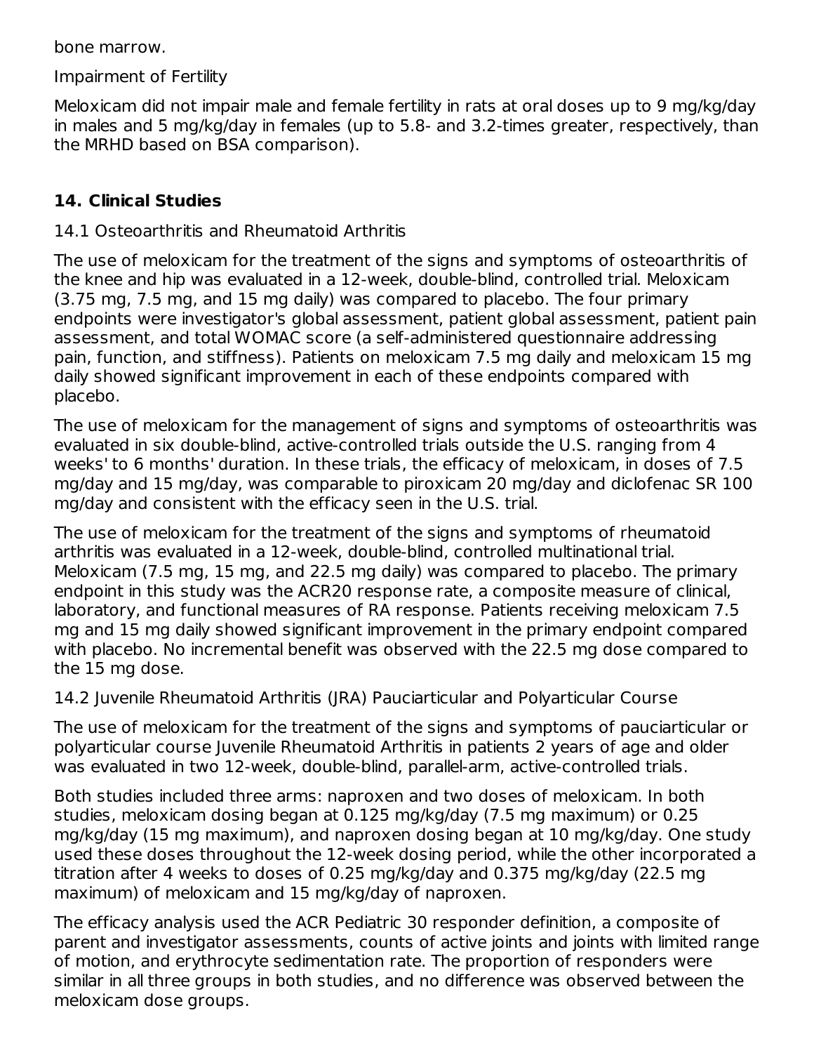bone marrow.

Impairment of Fertility

Meloxicam did not impair male and female fertility in rats at oral doses up to 9 mg/kg/day in males and 5 mg/kg/day in females (up to 5.8- and 3.2-times greater, respectively, than the MRHD based on BSA comparison).

## 14. Clinical Studies

### 14.1 Osteoarthritis and Rheumatoid Arthritis

The use of meloxicam for the treatment of the signs and symptoms of osteoarthritis of the knee and hip was evaluated in a 12-week, double-blind, controlled trial. Meloxicam (3.75 mg, 7.5 mg, and 15 mg daily) was compared to placebo. The four primary endpoints were investigator's global assessment, patient global assessment, patient pain assessment, and total WOMAC score (a self-administered questionnaire addressing pain, function, and stiffness). Patients on meloxicam 7.5 mg daily and meloxicam 15 mg daily showed significant improvement in each of these endpoints compared with placebo.

The use of meloxicam for the management of signs and symptoms of osteoarthritis was evaluated in six double-blind, active-controlled trials outside the U.S. ranging from 4 weeks' to 6 months' duration. In these trials, the efficacy of meloxicam, in doses of 7.5 mg/day and 15 mg/day, was comparable to piroxicam 20 mg/day and diclofenac SR 100 mg/day and consistent with the efficacy seen in the U.S. trial.

The use of meloxicam for the treatment of the signs and symptoms of rheumatoid arthritis was evaluated in a 12-week, double-blind, controlled multinational trial. Meloxicam (7.5 mg, 15 mg, and 22.5 mg daily) was compared to placebo. The primary endpoint in this study was the ACR20 response rate, a composite measure of clinical, laboratory, and functional measures of RA response. Patients receiving meloxicam 7.5 mg and 15 mg daily showed significant improvement in the primary endpoint compared with placebo. No incremental benefit was observed with the 22.5 mg dose compared to the 15 mg dose.

### 14.2 Juvenile Rheumatoid Arthritis (JRA) Pauciarticular and Polyarticular Course

The use of meloxicam for the treatment of the signs and symptoms of pauciarticular or polyarticular course Juvenile Rheumatoid Arthritis in patients 2 years of age and older was evaluated in two 12-week, double-blind, parallel-arm, active-controlled trials.

Both studies included three arms: naproxen and two doses of meloxicam. In both studies, meloxicam dosing began at 0.125 mg/kg/day (7.5 mg maximum) or 0.25 mg/kg/day (15 mg maximum), and naproxen dosing began at 10 mg/kg/day. One study used these doses throughout the 12-week dosing period, while the other incorporated a titration after 4 weeks to doses of 0.25 mg/kg/day and 0.375 mg/kg/day (22.5 mg maximum) of meloxicam and 15 mg/kg/day of naproxen.

The efficacy analysis used the ACR Pediatric 30 responder definition, a composite of parent and investigator assessments, counts of active joints and joints with limited range of motion, and erythrocyte sedimentation rate. The proportion of responders were similar in all three groups in both studies, and no difference was observed between the meloxicam dose groups.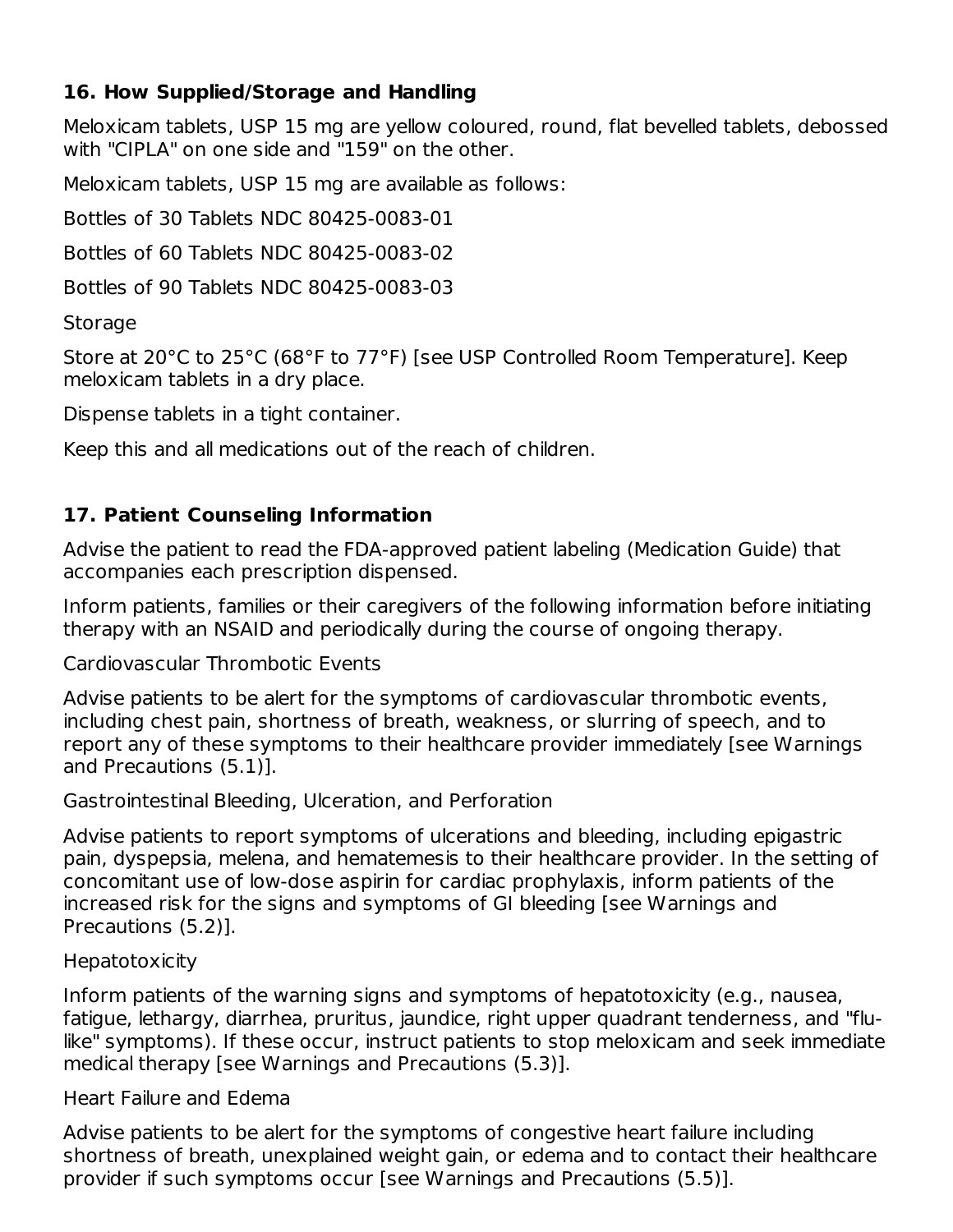## 16. How Supplied/Storage and Handling

Meloxicam tablets, USP 15 mg are yellow coloured, round, flat bevelled tablets, debossed with "CIPLA" on one side and "159" on the other.

Meloxicam tablets, USP 15 mg are available as follows:

Bottles of 30 Tablets NDC 80425-0083-01

Bottles of 60 Tablets NDC 80425-0083-02

Bottles of 90 Tablets NDC 80425-0083-03

Storage

Store at 20°C to 25°C (68°F to 77°F) [see USP Controlled Room Temperature]. Keep meloxicam tablets in a dry place.

Dispense tablets in a tight container.

Keep this and all medications out of the reach of children.

## 17. Patient Counseling Information

Advise the patient to read the FDA-approved patient labeling (Medication Guide) that accompanies each prescription dispensed.

Inform patients, families or their caregivers of the following information before initiating therapy with an NSAID and periodically during the course of ongoing therapy.

Cardiovascular Thrombotic Events

Advise patients to be alert for the symptoms of cardiovascular thrombotic events, including chest pain, shortness of breath, weakness, or slurring of speech, and to report any of these symptoms to their healthcare provider immediately [see Warnings and Precautions (5.1)].

Gastrointestinal Bleeding, Ulceration, and Perforation

Advise patients to report symptoms of ulcerations and bleeding, including epigastric pain, dyspepsia, melena, and hematemesis to their healthcare provider. In the setting of concomitant use of low-dose aspirin for cardiac prophylaxis, inform patients of the increased risk for the signs and symptoms of GI bleeding [see Warnings and Precautions (5.2)].

Hepatotoxicity

Inform patients of the warning signs and symptoms of hepatotoxicity (e.g., nausea, fatigue, lethargy, diarrhea, pruritus, jaundice, right upper quadrant tenderness, and "flu-like" symptoms). If these occur, instruct patients to stop meloxicam and seek immediate medical therapy [see Warnings and Precautions (5.3)].

Heart Failure and Edema

Advise patients to be alert for the symptoms of congestive heart failure including shortness of breath, unexplained weight gain, or edema and to contact their healthcare provider if such symptoms occur [see Warnings and Precautions (5.5)].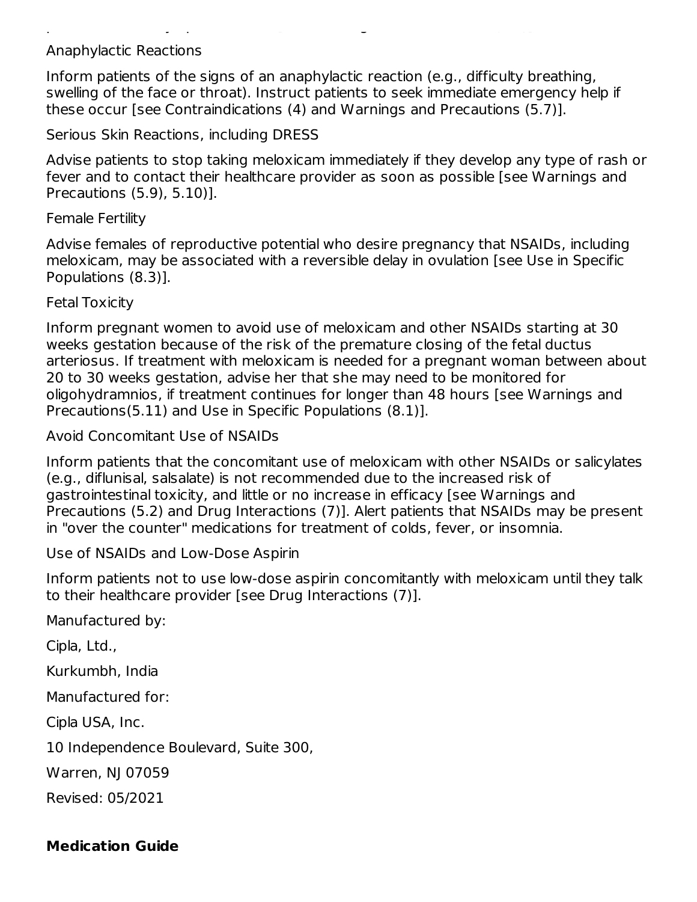Anaphylactic Reactions

Inform patients of the signs of an anaphylactic reaction (e.g., difficulty breathing, swelling of the face or throat). Instruct patients to seek immediate emergency help if these occur [see Contraindications (4) and Warnings and Precautions (5.7)].

Serious Skin Reactions, including DRESS

Advise patients to stop taking meloxicam immediately if they develop any type of rash or fever and to contact their healthcare provider as soon as possible [see Warnings and Precautions (5.9), 5.10)].

Female Fertility

Advise females of reproductive potential who desire pregnancy that NSAIDs, including meloxicam, may be associated with a reversible delay in ovulation [see Use in Specific Populations (8.3)].

Fetal Toxicity

Inform pregnant women to avoid use of meloxicam and other NSAIDs starting at 30 weeks gestation because of the risk of the premature closing of the fetal ductus arteriosus. If treatment with meloxicam is needed for a pregnant woman between about 20 to 30 weeks gestation, advise her that she may need to be monitored for oligohydramnios, if treatment continues for longer than 48 hours [see Warnings and Precautions(5.11) and Use in Specific Populations (8.1)].

Avoid Concomitant Use of NSAIDs

Inform patients that the concomitant use of meloxicam with other NSAIDs or salicylates (e.g., diflunisal, salsalate) is not recommended due to the increased risk of gastrointestinal toxicity, and little or no increase in efficacy [see Warnings and Precautions (5.2) and Drug Interactions (7)]. Alert patients that NSAIDs may be present in "over the counter" medications for treatment of colds, fever, or insomnia.

Use of NSAIDs and Low-Dose Aspirin

Inform patients not to use low-dose aspirin concomitantly with meloxicam until they talk to their healthcare provider [see Drug Interactions (7)].

Manufactured by:

Cipla, Ltd.,

Kurkumbh, India

Manufactured for:

Cipla USA, Inc.

10 Independence Boulevard, Suite 300,

Warren, NJ 07059

Revised: 05/2021

**Medication Guide**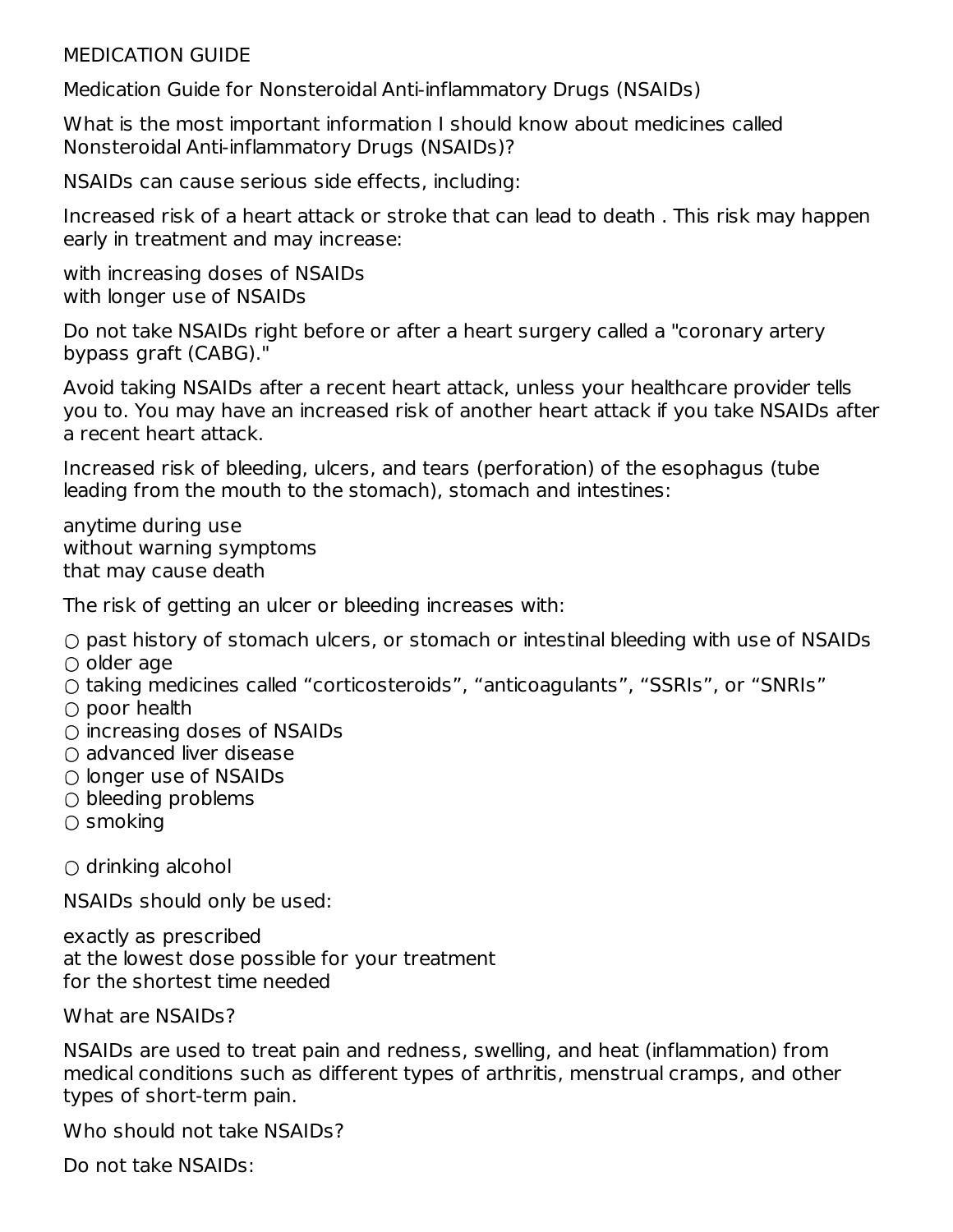MEDICATION GUIDE

Medication Guide for Nonsteroidal Anti-inflammatory Drugs (NSAIDs)

What is the most important information I should know about medicines called Nonsteroidal Anti-inflammatory Drugs (NSAIDs)?

NSAIDs can cause serious side effects, including:

Increased risk of a heart attack or stroke that can lead to death . This risk may happen early in treatment and may increase:

- with increasing doses of NSAIDs
- with longer use of NSAIDs

Do not take NSAIDs right before or after a heart surgery called a "coronary artery bypass graft (CABG)."

Avoid taking NSAIDs after a recent heart attack, unless your healthcare provider tells you to. You may have an increased risk of another heart attack if you take NSAIDs after a recent heart attack.

Increased risk of bleeding, ulcers, and tears (perforation) of the esophagus (tube leading from the mouth to the stomach), stomach and intestines:

- anytime during use
- without warning symptoms
- that may cause death

The risk of getting an ulcer or bleeding increases with:

- past history of stomach ulcers, or stomach or intestinal bleeding with use of NSAIDs
- older age
- taking medicines called “corticosteroids”, “anticoagulants”, “SSRIs”, or “SNRIs”
- poor health
- increasing doses of NSAIDs
- advanced liver disease
- longer use of NSAIDs
- bleeding problems
- smoking
- drinking alcohol

NSAIDs should only be used:

- exactly as prescribed
- at the lowest dose possible for your treatment
- for the shortest time needed

What are NSAIDs?

NSAIDs are used to treat pain and redness, swelling, and heat (inflammation) from medical conditions such as different types of arthritis, menstrual cramps, and other types of short-term pain.

Who should not take NSAIDs?

Do not take NSAIDs: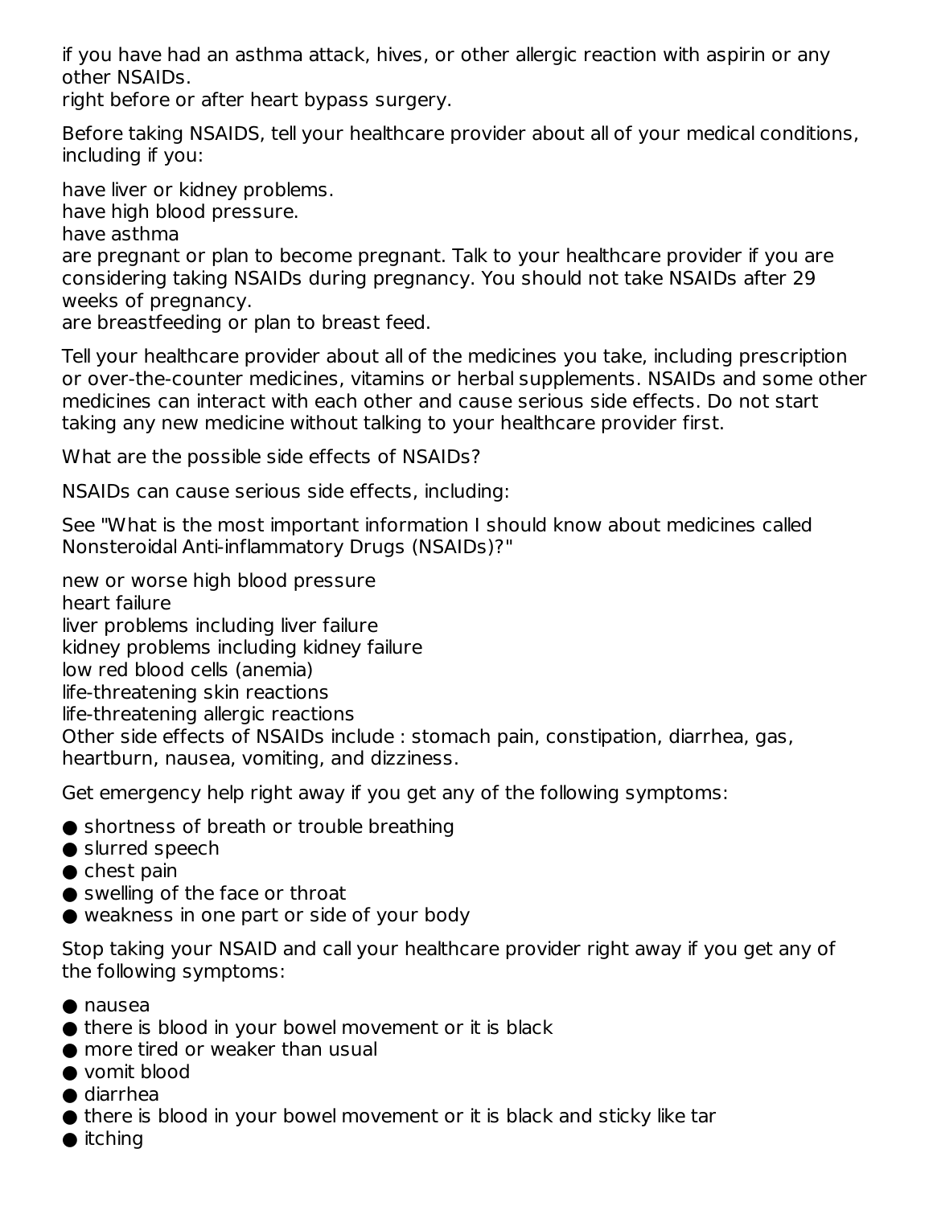if you have had an asthma attack, hives, or other allergic reaction with aspirin or any other NSAIDs.
right before or after heart bypass surgery.

Before taking NSAIDS, tell your healthcare provider about all of your medical conditions, including if you:

have liver or kidney problems.
have high blood pressure.
have asthma
are pregnant or plan to become pregnant. Talk to your healthcare provider if you are considering taking NSAIDs during pregnancy. You should not take NSAIDs after 29 weeks of pregnancy.
are breastfeeding or plan to breast feed.

Tell your healthcare provider about all of the medicines you take, including prescription or over-the-counter medicines, vitamins or herbal supplements. NSAIDs and some other medicines can interact with each other and cause serious side effects. Do not start taking any new medicine without talking to your healthcare provider first.

What are the possible side effects of NSAIDs?

NSAIDs can cause serious side effects, including:

See "What is the most important information I should know about medicines called Nonsteroidal Anti-inflammatory Drugs (NSAIDs)?"

new or worse high blood pressure
heart failure
liver problems including liver failure
kidney problems including kidney failure
low red blood cells (anemia)
life-threatening skin reactions
life-threatening allergic reactions
Other side effects of NSAIDs include : stomach pain, constipation, diarrhea, gas, heartburn, nausea, vomiting, and dizziness.

Get emergency help right away if you get any of the following symptoms:

- shortness of breath or trouble breathing
- slurred speech
- chest pain
- swelling of the face or throat
- weakness in one part or side of your body

Stop taking your NSAID and call your healthcare provider right away if you get any of the following symptoms:

- nausea
- there is blood in your bowel movement or it is black
- more tired or weaker than usual
- vomit blood
- diarrhea
- there is blood in your bowel movement or it is black and sticky like tar
- itching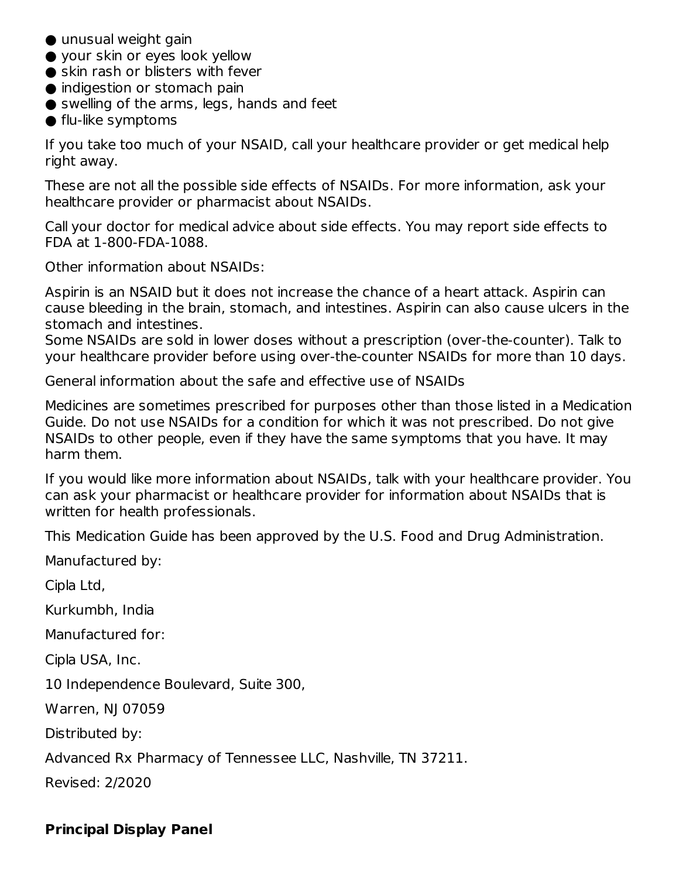- unusual weight gain
- your skin or eyes look yellow
- skin rash or blisters with fever
- indigestion or stomach pain
- swelling of the arms, legs, hands and feet
- flu-like symptoms

If you take too much of your NSAID, call your healthcare provider or get medical help right away.

These are not all the possible side effects of NSAIDs. For more information, ask your healthcare provider or pharmacist about NSAIDs.

Call your doctor for medical advice about side effects. You may report side effects to FDA at 1-800-FDA-1088.

Other information about NSAIDs:

Aspirin is an NSAID but it does not increase the chance of a heart attack. Aspirin can cause bleeding in the brain, stomach, and intestines. Aspirin can also cause ulcers in the stomach and intestines.
Some NSAIDs are sold in lower doses without a prescription (over-the-counter). Talk to your healthcare provider before using over-the-counter NSAIDs for more than 10 days.

General information about the safe and effective use of NSAIDs

Medicines are sometimes prescribed for purposes other than those listed in a Medication Guide. Do not use NSAIDs for a condition for which it was not prescribed. Do not give NSAIDs to other people, even if they have the same symptoms that you have. It may harm them.

If you would like more information about NSAIDs, talk with your healthcare provider. You can ask your pharmacist or healthcare provider for information about NSAIDs that is written for health professionals.

This Medication Guide has been approved by the U.S. Food and Drug Administration.

Manufactured by:

Cipla Ltd,

Kurkumbh, India

Manufactured for:

Cipla USA, Inc.

10 Independence Boulevard, Suite 300,

Warren, NJ 07059

Distributed by:

Advanced Rx Pharmacy of Tennessee LLC, Nashville, TN 37211.

Revised: 2/2020

**Principal Display Panel**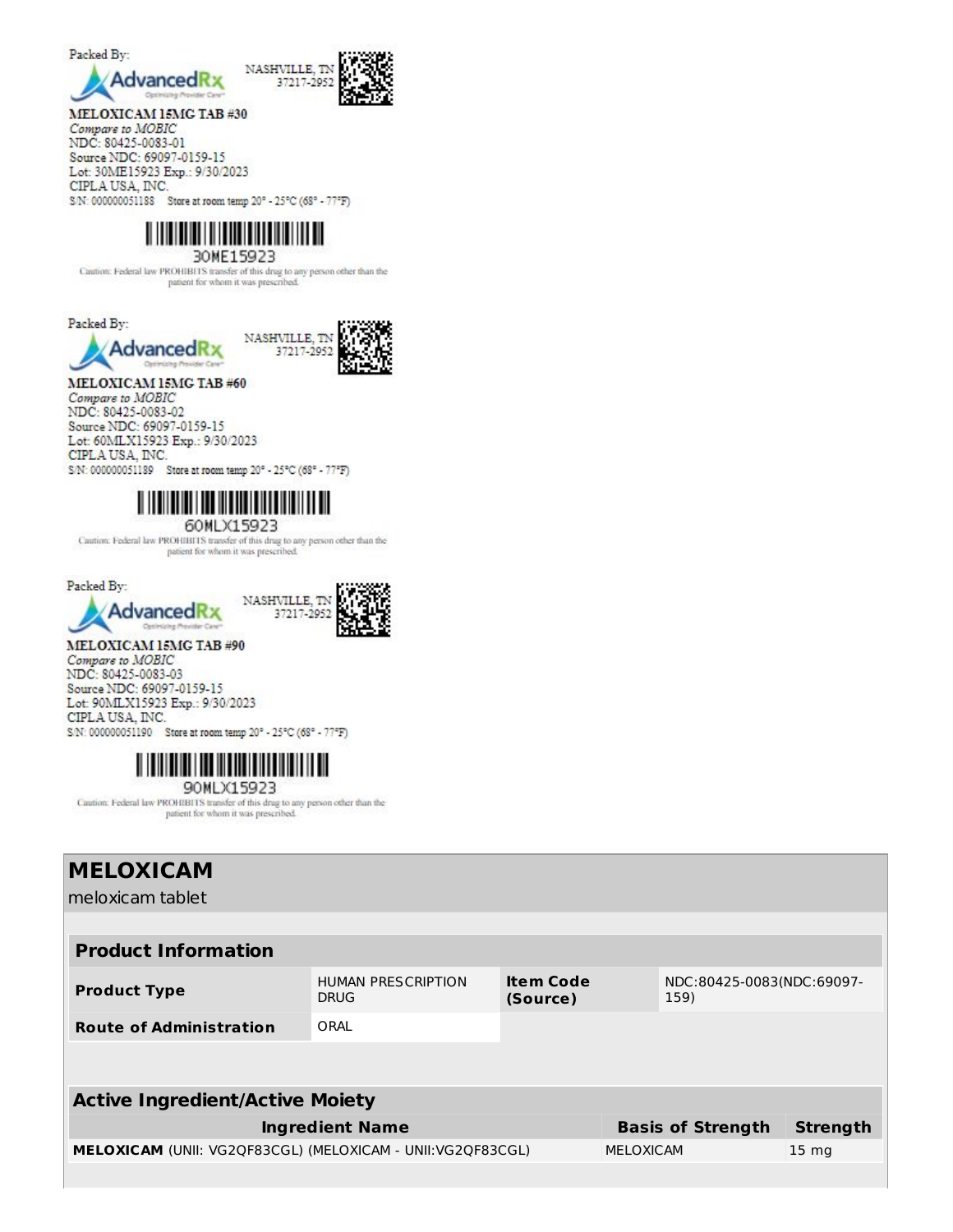Packed By:

AdvancedRx

NASHVILLE, TN 37217-2952

**MELOXICAM 15MG TAB #30**
*Compare to MOBIC*
NDC: 80425-0083-01
Source NDC: 69097-0159-15
Lot: 30ME15923 Exp.: 9/30/2023
CIPLA USA, INC.
S/N: 000000051188 Store at room temp 20° - 25°C (68° - 77°F)

30ME15923

Caution: Federal law PROHIBITS transfer of this drug to any person other than the patient for whom it was prescribed.

Packed By:

AdvancedRx

NASHVILLE, TN 37217-2952

**MELOXICAM 15MG TAB #60**
*Compare to MOBIC*
NDC: 80425-0083-02
Source NDC: 69097-0159-15
Lot: 60MLX15923 Exp.: 9/30/2023
CIPLA USA, INC.
S/N: 000000051189 Store at room temp 20° - 25°C (68° - 77°F)

60MLX15923

Caution: Federal law PROHIBITS transfer of this drug to any person other than the patient for whom it was prescribed.

Packed By:

AdvancedRx

NASHVILLE, TN 37217-2952

**MELOXICAM 15MG TAB #90**
*Compare to MOBIC*
NDC: 80425-0083-03
Source NDC: 69097-0159-15
Lot: 90MLX15923 Exp.: 9/30/2023
CIPLA USA, INC.
S/N: 000000051190 Store at room temp 20° - 25°C (68° - 77°F)

90MLX15923

Caution: Federal law PROHIBITS transfer of this drug to any person other than the patient for whom it was prescribed.

# MELOXICAM

meloxicam tablet

| **Product Information** | | | |
|---|---|---|---|
| **Product Type** | HUMAN PRESCRIPTION DRUG | **Item Code (Source)** | NDC:80425-0083(NDC:69097-159) |
| **Route of Administration** | ORAL | | |

| **Active Ingredient/Active Moiety** | | |
|---|---|---|
| **Ingredient Name** | **Basis of Strength** | **Strength** |
| **MELOXICAM** (UNII: VG2QF83CGL) (MELOXICAM - UNII:VG2QF83CGL) | MELOXICAM | 15 mg |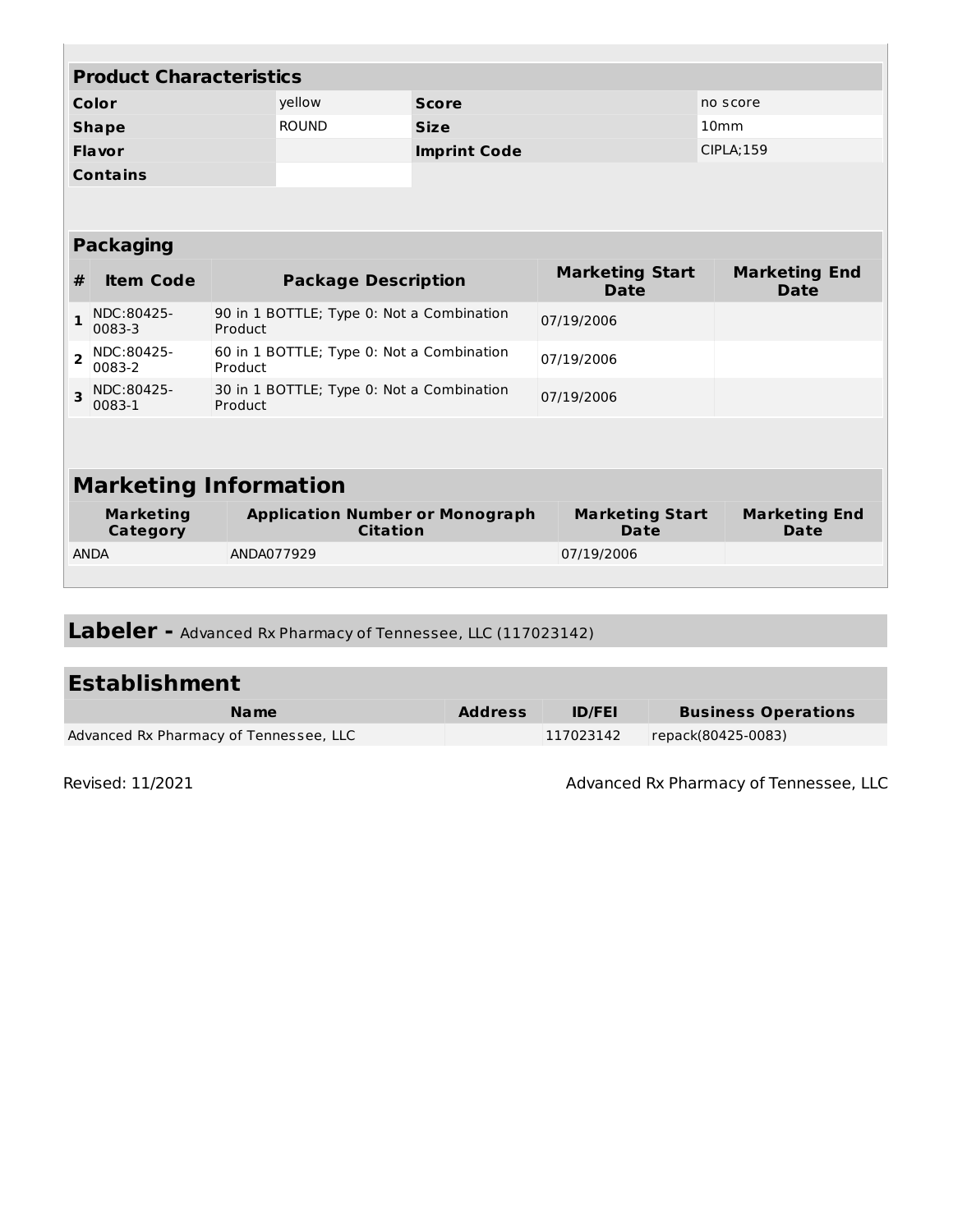| Product Characteristics | | | |
|---|---|---|---|
| **Color** | yellow | **Score** | no score |
| **Shape** | ROUND | **Size** | 10mm |
| **Flavor** | | **Imprint Code** | CIPLA;159 |
| **Contains** | | | |

| Packaging | | | | |
|---|---|---|---|---|
| **#** | **Item Code** | **Package Description** | **Marketing Start Date** | **Marketing End Date** |
| **1** | NDC:80425-0083-3 | 90 in 1 BOTTLE; Type 0: Not a Combination Product | 07/19/2006 | |
| **2** | NDC:80425-0083-2 | 60 in 1 BOTTLE; Type 0: Not a Combination Product | 07/19/2006 | |
| **3** | NDC:80425-0083-1 | 30 in 1 BOTTLE; Type 0: Not a Combination Product | 07/19/2006 | |

## Marketing Information

| Marketing Category | Application Number or Monograph Citation | Marketing Start Date | Marketing End Date |
|---|---|---|---|
| ANDA | ANDA077929 | 07/19/2006 | |

## Labeler - Advanced Rx Pharmacy of Tennessee, LLC (117023142)

## Establishment

| Name | Address | ID/FEI | Business Operations |
|---|---|---|---|
| Advanced Rx Pharmacy of Tennessee, LLC | | 117023142 | repack(80425-0083) |

Revised: 11/2021

Advanced Rx Pharmacy of Tennessee, LLC